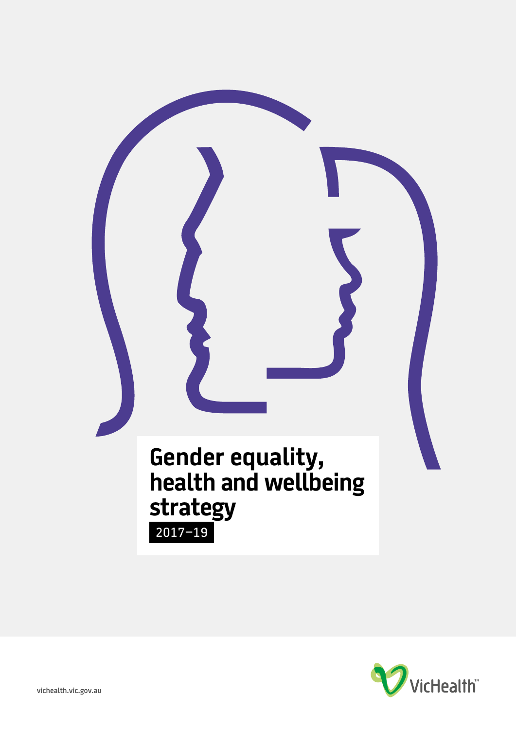# Gender equality, health and wellbeing strategy

2017–19

vichealth.vic.gov.au

VicHealth™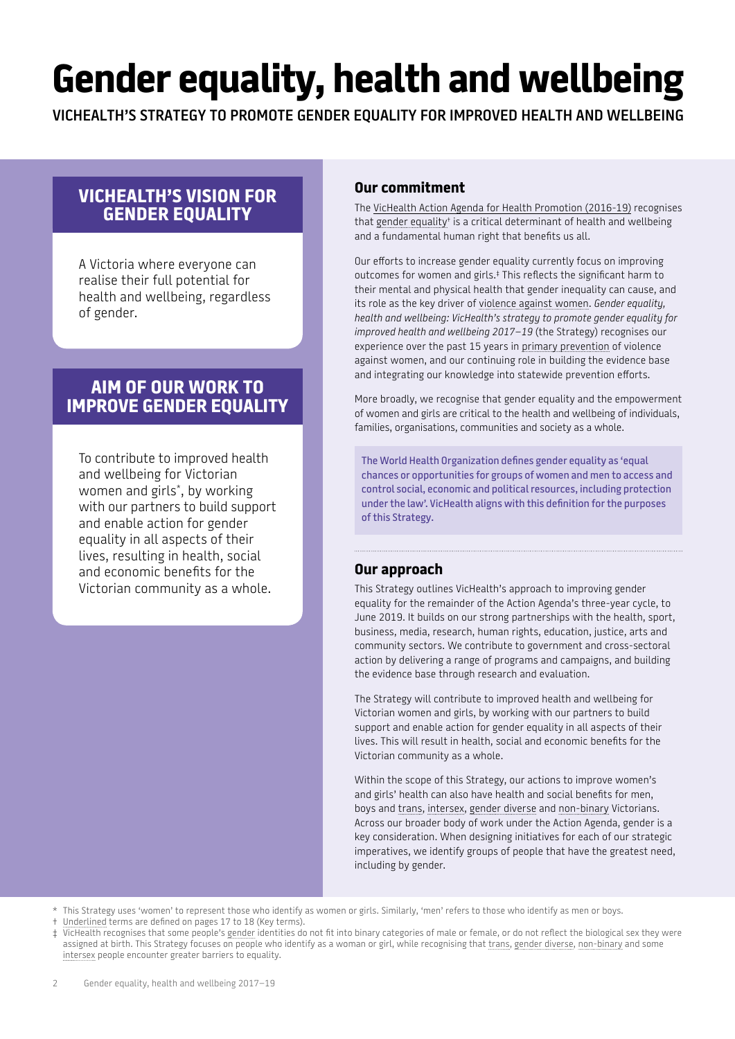# Gender equality, health and wellbeing

VICHEALTH'S STRATEGY TO PROMOTE GENDER EQUALITY FOR IMPROVED HEALTH AND WELLBEING

## VICHEALTH'S VISION FOR GENDER EQUALITY

A Victoria where everyone can realise their full potential for health and wellbeing, regardless of gender.

## AIM OF OUR WORK TO IMPROVE GENDER EQUALITY

To contribute to improved health and wellbeing for Victorian women and girls*, by working with our partners to build support and enable action for gender equality in all aspects of their lives, resulting in health, social and economic benefits for the Victorian community as a whole.

### Our commitment

The VicHealth Action Agenda for Health Promotion (2016-19) recognises that gender equality† is a critical determinant of health and wellbeing and a fundamental human right that benefits us all.

Our efforts to increase gender equality currently focus on improving outcomes for women and girls.‡ This reflects the significant harm to their mental and physical health that gender inequality can cause, and its role as the key driver of violence against women. *Gender equality, health and wellbeing: VicHealth's strategy to promote gender equality for improved health and wellbeing 2017–19* (the Strategy) recognises our experience over the past 15 years in primary prevention of violence against women, and our continuing role in building the evidence base and integrating our knowledge into statewide prevention efforts.

More broadly, we recognise that gender equality and the empowerment of women and girls are critical to the health and wellbeing of individuals, families, organisations, communities and society as a whole.

The World Health Organization defines gender equality as 'equal chances or opportunities for groups of women and men to access and control social, economic and political resources, including protection under the law'. VicHealth aligns with this definition for the purposes of this Strategy.

### Our approach

This Strategy outlines VicHealth's approach to improving gender equality for the remainder of the Action Agenda's three-year cycle, to June 2019. It builds on our strong partnerships with the health, sport, business, media, research, human rights, education, justice, arts and community sectors. We contribute to government and cross-sectoral action by delivering a range of programs and campaigns, and building the evidence base through research and evaluation.

The Strategy will contribute to improved health and wellbeing for Victorian women and girls, by working with our partners to build support and enable action for gender equality in all aspects of their lives. This will result in health, social and economic benefits for the Victorian community as a whole.

Within the scope of this Strategy, our actions to improve women's and girls' health can also have health and social benefits for men, boys and trans, intersex, gender diverse and non-binary Victorians. Across our broader body of work under the Action Agenda, gender is a key consideration. When designing initiatives for each of our strategic imperatives, we identify groups of people that have the greatest need, including by gender.

\* This Strategy uses 'women' to represent those who identify as women or girls. Similarly, 'men' refers to those who identify as men or boys.

† Underlined terms are defined on pages 17 to 18 (Key terms).

‡ VicHealth recognises that some people's gender identities do not fit into binary categories of male or female, or do not reflect the biological sex they were assigned at birth. This Strategy focuses on people who identify as a woman or girl, while recognising that trans, gender diverse, non-binary and some intersex people encounter greater barriers to equality.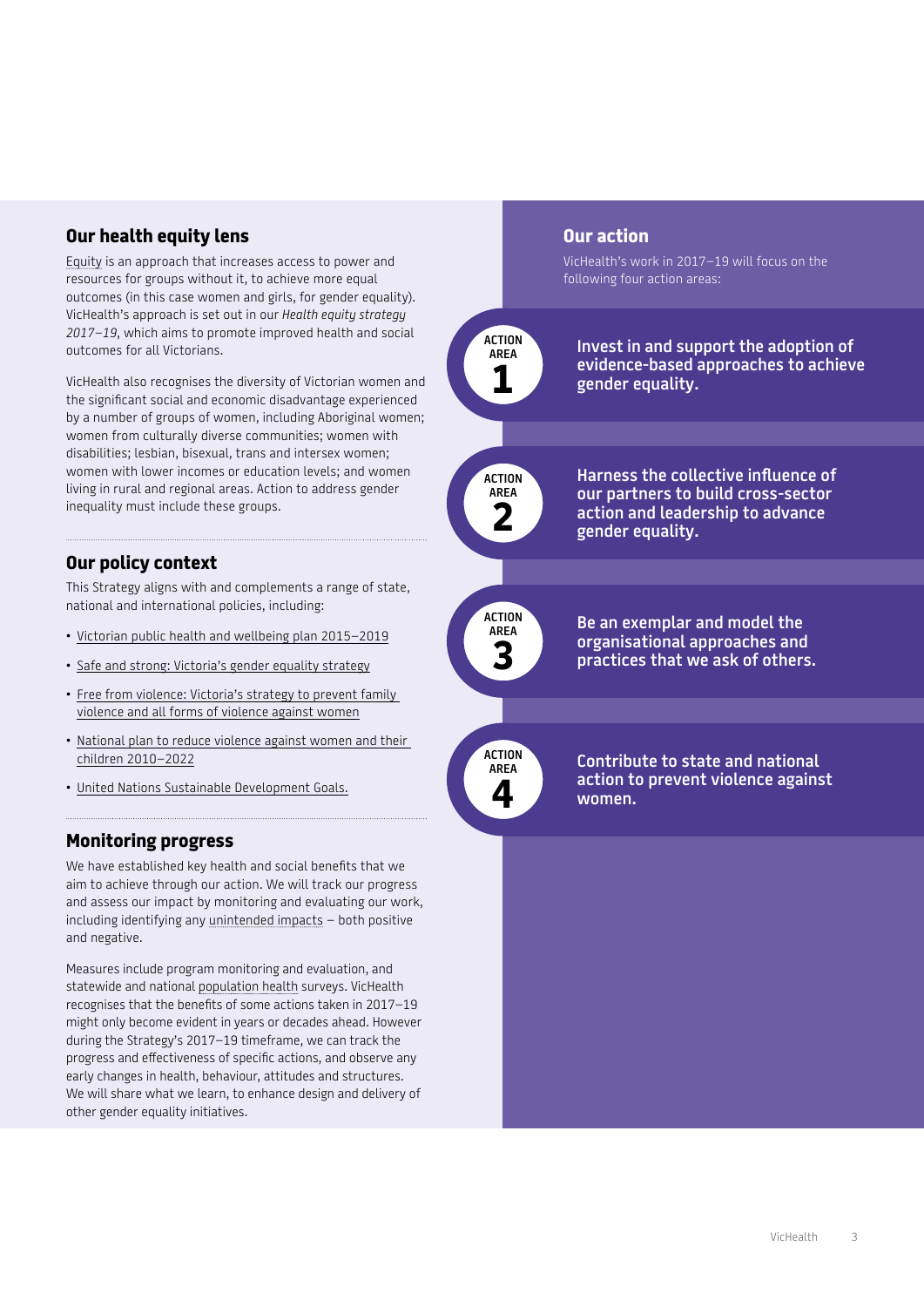## Our health equity lens

Equity is an approach that increases access to power and resources for groups without it, to achieve more equal outcomes (in this case women and girls, for gender equality). VicHealth's approach is set out in our *Health equity strategy 2017–19*, which aims to promote improved health and social outcomes for all Victorians.

VicHealth also recognises the diversity of Victorian women and the significant social and economic disadvantage experienced by a number of groups of women, including Aboriginal women; women from culturally diverse communities; women with disabilities; lesbian, bisexual, trans and intersex women; women with lower incomes or education levels; and women living in rural and regional areas. Action to address gender inequality must include these groups.

## Our policy context

This Strategy aligns with and complements a range of state, national and international policies, including:

- Victorian public health and wellbeing plan 2015–2019
- Safe and strong: Victoria's gender equality strategy
- Free from violence: Victoria's strategy to prevent family violence and all forms of violence against women
- National plan to reduce violence against women and their children 2010–2022
- United Nations Sustainable Development Goals.

## Monitoring progress

We have established key health and social benefits that we aim to achieve through our action. We will track our progress and assess our impact by monitoring and evaluating our work, including identifying any unintended impacts – both positive and negative.

Measures include program monitoring and evaluation, and statewide and national population health surveys. VicHealth recognises that the benefits of some actions taken in 2017–19 might only become evident in years or decades ahead. However during the Strategy's 2017–19 timeframe, we can track the progress and effectiveness of specific actions, and observe any early changes in health, behaviour, attitudes and structures. We will share what we learn, to enhance design and delivery of other gender equality initiatives.

## Our action

VicHealth's work in 2017–19 will focus on the following four action areas:

**ACTION AREA 1**
**Invest in and support the adoption of evidence-based approaches to achieve gender equality.**

**ACTION AREA 2**
**Harness the collective influence of our partners to build cross-sector action and leadership to advance gender equality.**

**ACTION AREA 3**
**Be an exemplar and model the organisational approaches and practices that we ask of others.**

**ACTION AREA 4**
**Contribute to state and national action to prevent violence against women.**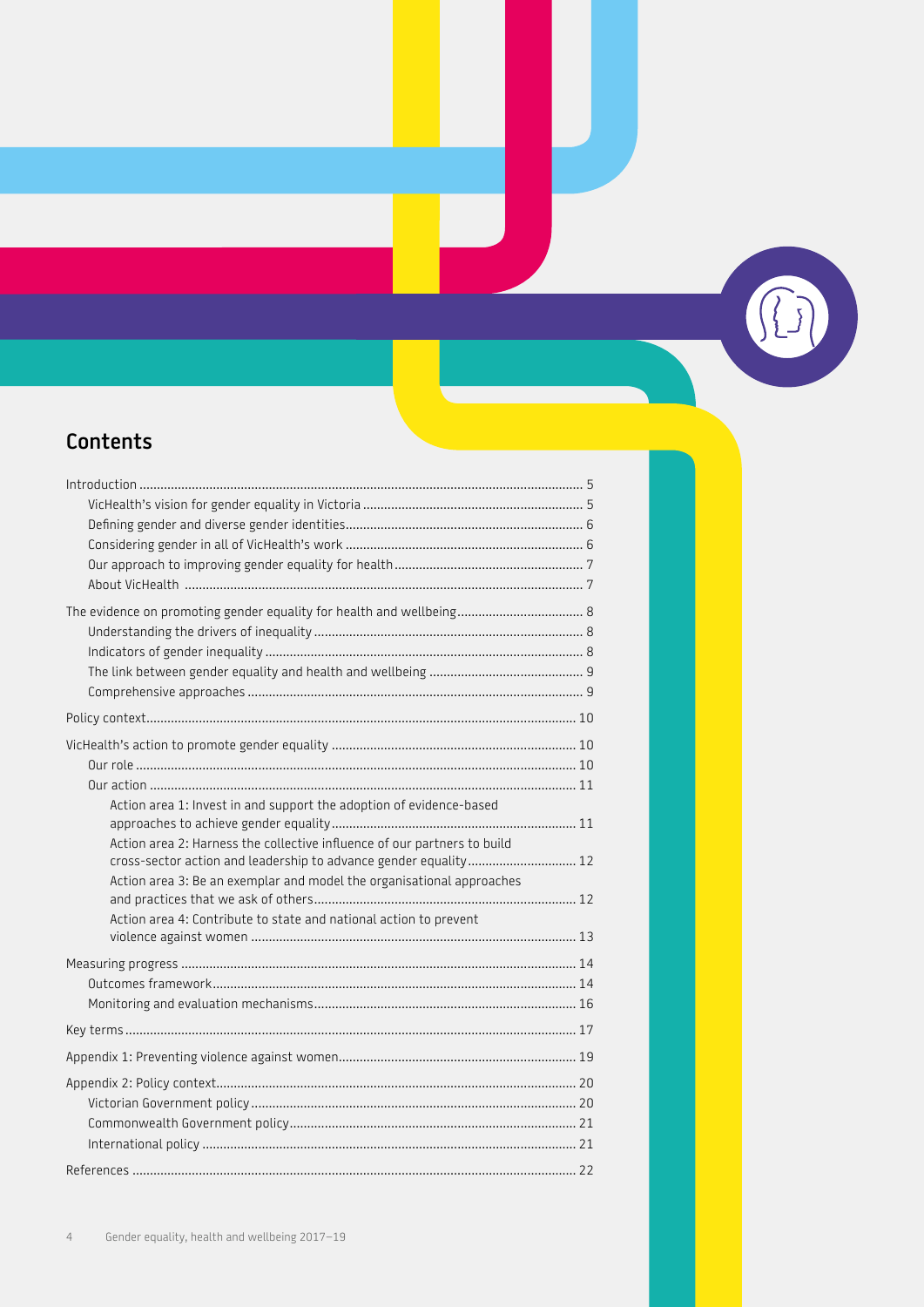## Contents

- Introduction ... 5
  - VicHealth's vision for gender equality in Victoria ... 5
  - Defining gender and diverse gender identities ... 6
  - Considering gender in all of VicHealth's work ... 6
  - Our approach to improving gender equality for health ... 7
  - About VicHealth ... 7
- The evidence on promoting gender equality for health and wellbeing ... 8
  - Understanding the drivers of inequality ... 8
  - Indicators of gender inequality ... 8
  - The link between gender equality and health and wellbeing ... 9
  - Comprehensive approaches ... 9
- Policy context ... 10
- VicHealth's action to promote gender equality ... 10
  - Our role ... 10
  - Our action ... 11
    - Action area 1: Invest in and support the adoption of evidence-based approaches to achieve gender equality ... 11
    - Action area 2: Harness the collective influence of our partners to build cross-sector action and leadership to advance gender equality ... 12
    - Action area 3: Be an exemplar and model the organisational approaches and practices that we ask of others ... 12
    - Action area 4: Contribute to state and national action to prevent violence against women ... 13
- Measuring progress ... 14
  - Outcomes framework ... 14
  - Monitoring and evaluation mechanisms ... 16
- Key terms ... 17
- Appendix 1: Preventing violence against women ... 19
- Appendix 2: Policy context ... 20
  - Victorian Government policy ... 20
  - Commonwealth Government policy ... 21
  - International policy ... 21
- References ... 22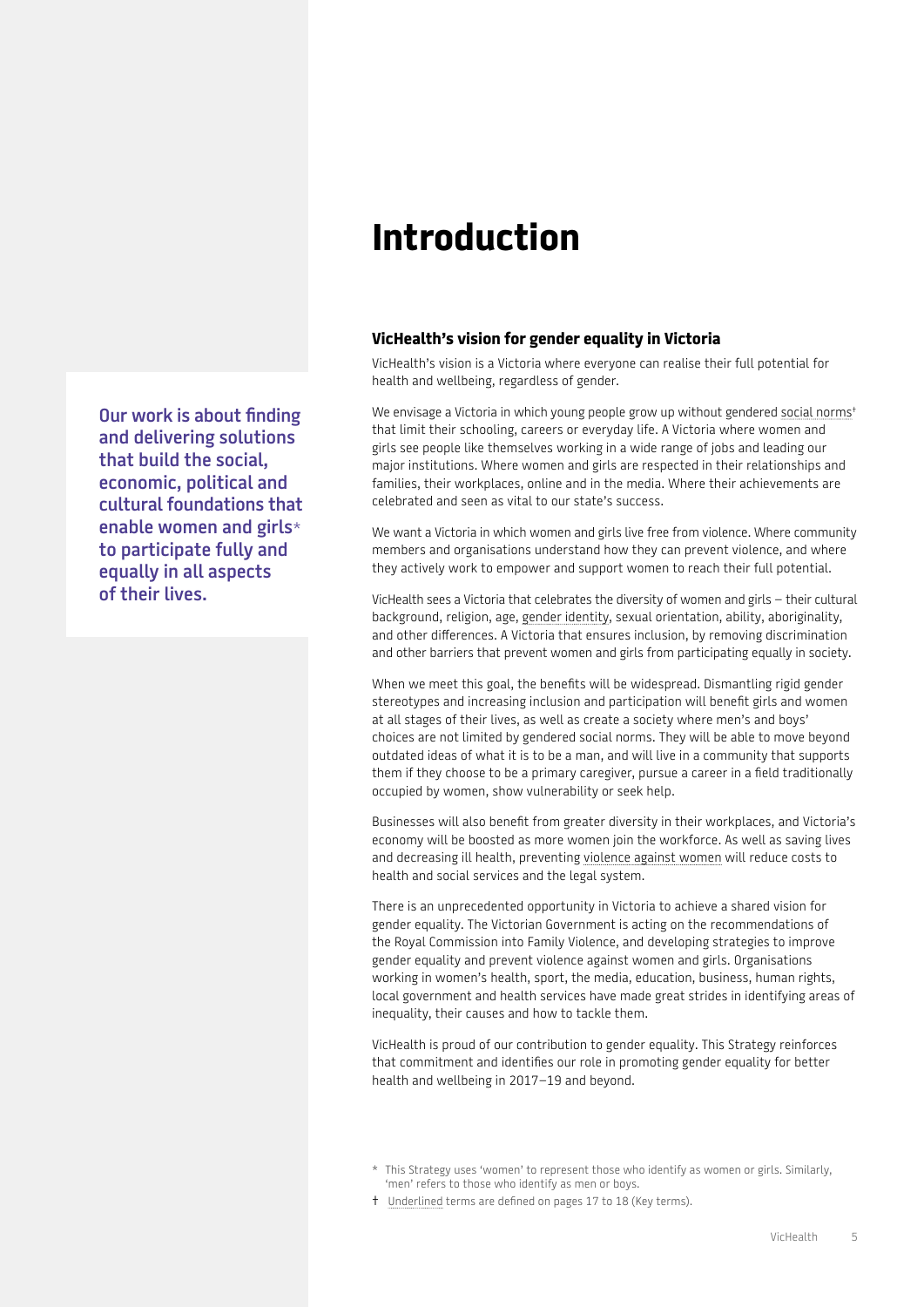# Introduction

**Our work is about finding and delivering solutions that build the social, economic, political and cultural foundations that enable women and girls* to participate fully and equally in all aspects of their lives.**

## VicHealth's vision for gender equality in Victoria

VicHealth's vision is a Victoria where everyone can realise their full potential for health and wellbeing, regardless of gender.

We envisage a Victoria in which young people grow up without gendered social norms† that limit their schooling, careers or everyday life. A Victoria where women and girls see people like themselves working in a wide range of jobs and leading our major institutions. Where women and girls are respected in their relationships and families, their workplaces, online and in the media. Where their achievements are celebrated and seen as vital to our state's success.

We want a Victoria in which women and girls live free from violence. Where community members and organisations understand how they can prevent violence, and where they actively work to empower and support women to reach their full potential.

VicHealth sees a Victoria that celebrates the diversity of women and girls – their cultural background, religion, age, gender identity, sexual orientation, ability, aboriginality, and other differences. A Victoria that ensures inclusion, by removing discrimination and other barriers that prevent women and girls from participating equally in society.

When we meet this goal, the benefits will be widespread. Dismantling rigid gender stereotypes and increasing inclusion and participation will benefit girls and women at all stages of their lives, as well as create a society where men's and boys' choices are not limited by gendered social norms. They will be able to move beyond outdated ideas of what it is to be a man, and will live in a community that supports them if they choose to be a primary caregiver, pursue a career in a field traditionally occupied by women, show vulnerability or seek help.

Businesses will also benefit from greater diversity in their workplaces, and Victoria's economy will be boosted as more women join the workforce. As well as saving lives and decreasing ill health, preventing violence against women will reduce costs to health and social services and the legal system.

There is an unprecedented opportunity in Victoria to achieve a shared vision for gender equality. The Victorian Government is acting on the recommendations of the Royal Commission into Family Violence, and developing strategies to improve gender equality and prevent violence against women and girls. Organisations working in women's health, sport, the media, education, business, human rights, local government and health services have made great strides in identifying areas of inequality, their causes and how to tackle them.

VicHealth is proud of our contribution to gender equality. This Strategy reinforces that commitment and identifies our role in promoting gender equality for better health and wellbeing in 2017–19 and beyond.

\* This Strategy uses 'women' to represent those who identify as women or girls. Similarly, 'men' refers to those who identify as men or boys.

† Underlined terms are defined on pages 17 to 18 (Key terms).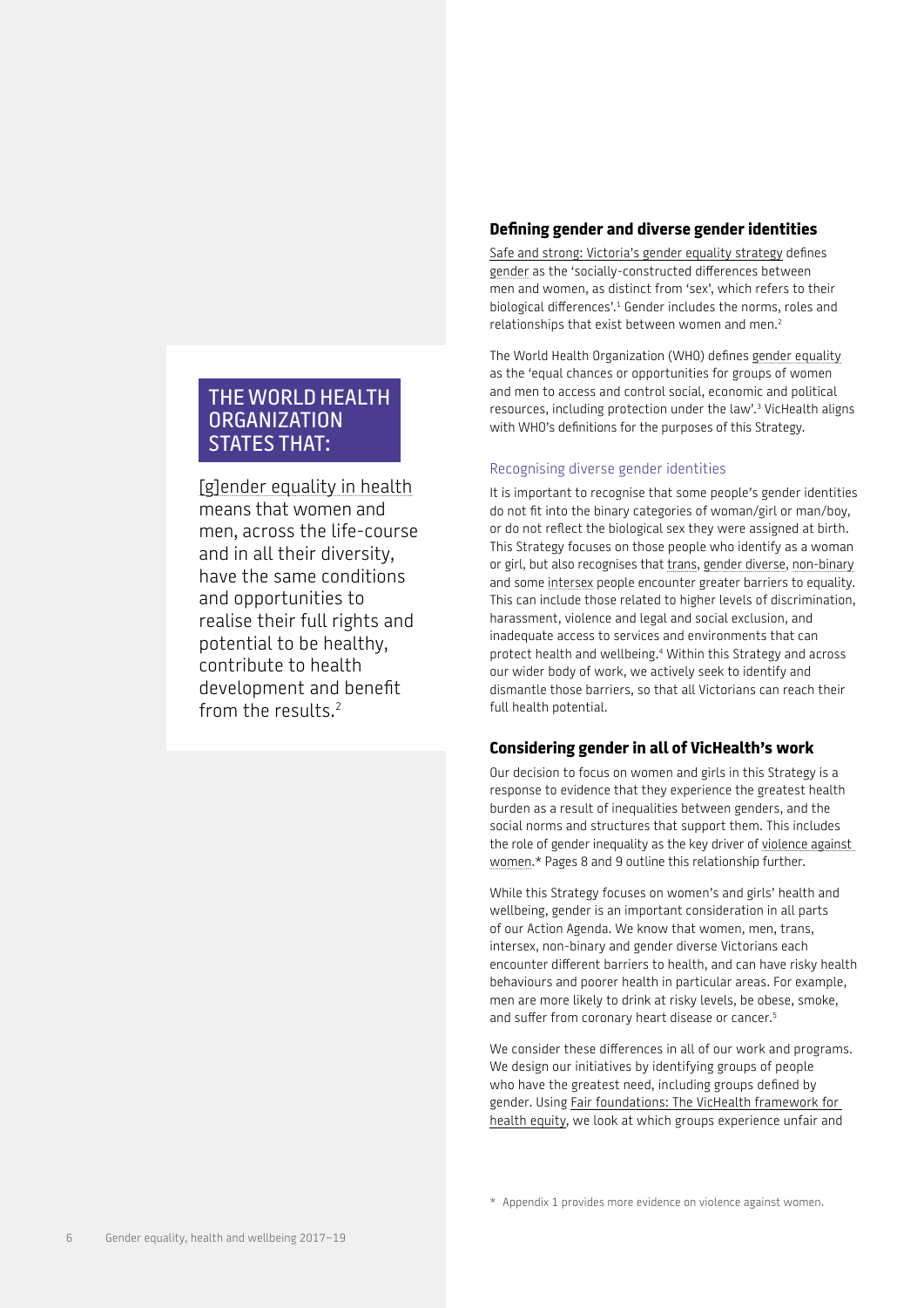## THE WORLD HEALTH ORGANIZATION STATES THAT:

[g]ender equality in health means that women and men, across the life-course and in all their diversity, have the same conditions and opportunities to realise their full rights and potential to be healthy, contribute to health development and benefit from the results.[2]

## Defining gender and diverse gender identities

Safe and strong: Victoria's gender equality strategy defines gender as the 'socially-constructed differences between men and women, as distinct from 'sex', which refers to their biological differences'.[1] Gender includes the norms, roles and relationships that exist between women and men.[2]

The World Health Organization (WHO) defines gender equality as the 'equal chances or opportunities for groups of women and men to access and control social, economic and political resources, including protection under the law'.[3] VicHealth aligns with WHO's definitions for the purposes of this Strategy.

### Recognising diverse gender identities

It is important to recognise that some people's gender identities do not fit into the binary categories of woman/girl or man/boy, or do not reflect the biological sex they were assigned at birth. This Strategy focuses on those people who identify as a woman or girl, but also recognises that trans, gender diverse, non-binary and some intersex people encounter greater barriers to equality. This can include those related to higher levels of discrimination, harassment, violence and legal and social exclusion, and inadequate access to services and environments that can protect health and wellbeing.[4] Within this Strategy and across our wider body of work, we actively seek to identify and dismantle those barriers, so that all Victorians can reach their full health potential.

## Considering gender in all of VicHealth's work

Our decision to focus on women and girls in this Strategy is a response to evidence that they experience the greatest health burden as a result of inequalities between genders, and the social norms and structures that support them. This includes the role of gender inequality as the key driver of violence against women.* Pages 8 and 9 outline this relationship further.

While this Strategy focuses on women's and girls' health and wellbeing, gender is an important consideration in all parts of our Action Agenda. We know that women, men, trans, intersex, non-binary and gender diverse Victorians each encounter different barriers to health, and can have risky health behaviours and poorer health in particular areas. For example, men are more likely to drink at risky levels, be obese, smoke, and suffer from coronary heart disease or cancer.[5]

We consider these differences in all of our work and programs. We design our initiatives by identifying groups of people who have the greatest need, including groups defined by gender. Using Fair foundations: The VicHealth framework for health equity, we look at which groups experience unfair and

* Appendix 1 provides more evidence on violence against women.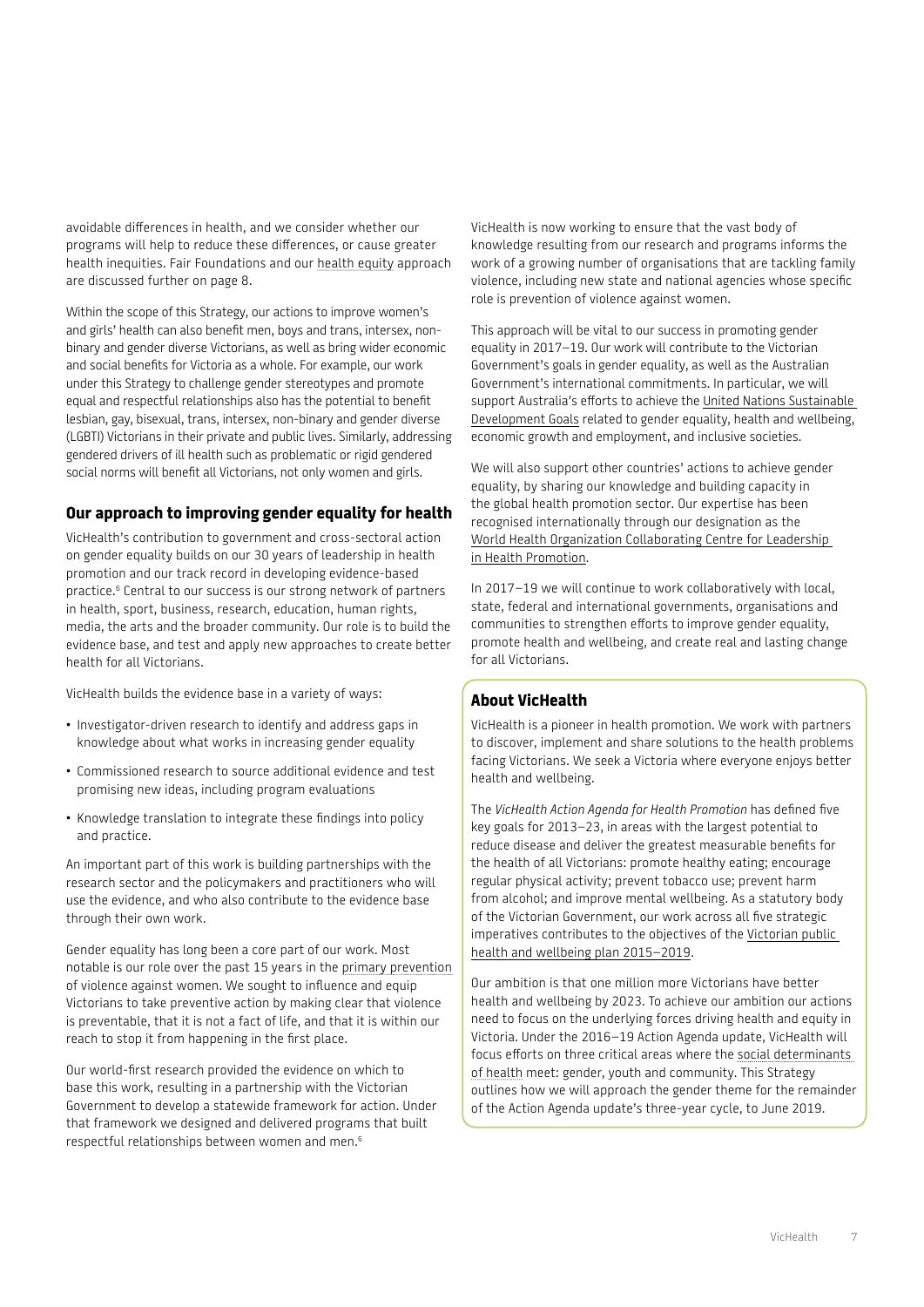avoidable differences in health, and we consider whether our programs will help to reduce these differences, or cause greater health inequities. Fair Foundations and our health equity approach are discussed further on page 8.

Within the scope of this Strategy, our actions to improve women's and girls' health can also benefit men, boys and trans, intersex, non-binary and gender diverse Victorians, as well as bring wider economic and social benefits for Victoria as a whole. For example, our work under this Strategy to challenge gender stereotypes and promote equal and respectful relationships also has the potential to benefit lesbian, gay, bisexual, trans, intersex, non-binary and gender diverse (LGBTI) Victorians in their private and public lives. Similarly, addressing gendered drivers of ill health such as problematic or rigid gendered social norms will benefit all Victorians, not only women and girls.

## Our approach to improving gender equality for health

VicHealth's contribution to government and cross-sectoral action on gender equality builds on our 30 years of leadership in health promotion and our track record in developing evidence-based practice.[6] Central to our success is our strong network of partners in health, sport, business, research, education, human rights, media, the arts and the broader community. Our role is to build the evidence base, and test and apply new approaches to create better health for all Victorians.

VicHealth builds the evidence base in a variety of ways:

- Investigator-driven research to identify and address gaps in knowledge about what works in increasing gender equality
- Commissioned research to source additional evidence and test promising new ideas, including program evaluations
- Knowledge translation to integrate these findings into policy and practice.

An important part of this work is building partnerships with the research sector and the policymakers and practitioners who will use the evidence, and who also contribute to the evidence base through their own work.

Gender equality has long been a core part of our work. Most notable is our role over the past 15 years in the primary prevention of violence against women. We sought to influence and equip Victorians to take preventive action by making clear that violence is preventable, that it is not a fact of life, and that it is within our reach to stop it from happening in the first place.

Our world-first research provided the evidence on which to base this work, resulting in a partnership with the Victorian Government to develop a statewide framework for action. Under that framework we designed and delivered programs that built respectful relationships between women and men.[6]

VicHealth is now working to ensure that the vast body of knowledge resulting from our research and programs informs the work of a growing number of organisations that are tackling family violence, including new state and national agencies whose specific role is prevention of violence against women.

This approach will be vital to our success in promoting gender equality in 2017–19. Our work will contribute to the Victorian Government's goals in gender equality, as well as the Australian Government's international commitments. In particular, we will support Australia's efforts to achieve the United Nations Sustainable Development Goals related to gender equality, health and wellbeing, economic growth and employment, and inclusive societies.

We will also support other countries' actions to achieve gender equality, by sharing our knowledge and building capacity in the global health promotion sector. Our expertise has been recognised internationally through our designation as the World Health Organization Collaborating Centre for Leadership in Health Promotion.

In 2017–19 we will continue to work collaboratively with local, state, federal and international governments, organisations and communities to strengthen efforts to improve gender equality, promote health and wellbeing, and create real and lasting change for all Victorians.

## About VicHealth

VicHealth is a pioneer in health promotion. We work with partners to discover, implement and share solutions to the health problems facing Victorians. We seek a Victoria where everyone enjoys better health and wellbeing.

The *VicHealth Action Agenda for Health Promotion* has defined five key goals for 2013–23, in areas with the largest potential to reduce disease and deliver the greatest measurable benefits for the health of all Victorians: promote healthy eating; encourage regular physical activity; prevent tobacco use; prevent harm from alcohol; and improve mental wellbeing. As a statutory body of the Victorian Government, our work across all five strategic imperatives contributes to the objectives of the Victorian public health and wellbeing plan 2015–2019.

Our ambition is that one million more Victorians have better health and wellbeing by 2023. To achieve our ambition our actions need to focus on the underlying forces driving health and equity in Victoria. Under the 2016–19 Action Agenda update, VicHealth will focus efforts on three critical areas where the social determinants of health meet: gender, youth and community. This Strategy outlines how we will approach the gender theme for the remainder of the Action Agenda update's three-year cycle, to June 2019.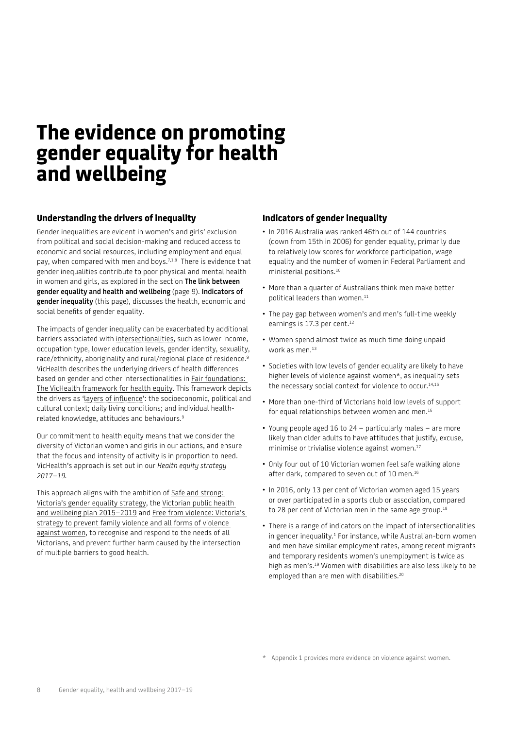# The evidence on promoting gender equality for health and wellbeing

## Understanding the drivers of inequality

Gender inequalities are evident in women's and girls' exclusion from political and social decision-making and reduced access to economic and social resources, including employment and equal pay, when compared with men and boys.[7,1,8] There is evidence that gender inequalities contribute to poor physical and mental health in women and girls, as explored in the section **The link between gender equality and health and wellbeing** (page 9). **Indicators of gender inequality** (this page), discusses the health, economic and social benefits of gender equality.

The impacts of gender inequality can be exacerbated by additional barriers associated with intersectionalities, such as lower income, occupation type, lower education levels, gender identity, sexuality, race/ethnicity, aboriginality and rural/regional place of residence.[9] VicHealth describes the underlying drivers of health differences based on gender and other intersectionalities in Fair foundations: The VicHealth framework for health equity. This framework depicts the drivers as 'layers of influence': the socioeconomic, political and cultural context; daily living conditions; and individual health-related knowledge, attitudes and behaviours.[9]

Our commitment to health equity means that we consider the diversity of Victorian women and girls in our actions, and ensure that the focus and intensity of activity is in proportion to need. VicHealth's approach is set out in our *Health equity strategy 2017–19.*

This approach aligns with the ambition of Safe and strong: Victoria's gender equality strategy, the Victorian public health and wellbeing plan 2015–2019 and Free from violence: Victoria's strategy to prevent family violence and all forms of violence against women, to recognise and respond to the needs of all Victorians, and prevent further harm caused by the intersection of multiple barriers to good health.

## Indicators of gender inequality

- In 2016 Australia was ranked 46th out of 144 countries (down from 15th in 2006) for gender equality, primarily due to relatively low scores for workforce participation, wage equality and the number of women in Federal Parliament and ministerial positions.[10]
- More than a quarter of Australians think men make better political leaders than women.[11]
- The pay gap between women's and men's full-time weekly earnings is 17.3 per cent.[12]
- Women spend almost twice as much time doing unpaid work as men.[13]
- Societies with low levels of gender equality are likely to have higher levels of violence against women*, as inequality sets the necessary social context for violence to occur.[14,15]
- More than one-third of Victorians hold low levels of support for equal relationships between women and men.[16]
- Young people aged 16 to 24 – particularly males – are more likely than older adults to have attitudes that justify, excuse, minimise or trivialise violence against women.[17]
- Only four out of 10 Victorian women feel safe walking alone after dark, compared to seven out of 10 men.[16]
- In 2016, only 13 per cent of Victorian women aged 15 years or over participated in a sports club or association, compared to 28 per cent of Victorian men in the same age group.[18]
- There is a range of indicators on the impact of intersectionalities in gender inequality.[1] For instance, while Australian-born women and men have similar employment rates, among recent migrants and temporary residents women's unemployment is twice as high as men's.[19] Women with disabilities are also less likely to be employed than are men with disabilities.[20]

\* Appendix 1 provides more evidence on violence against women.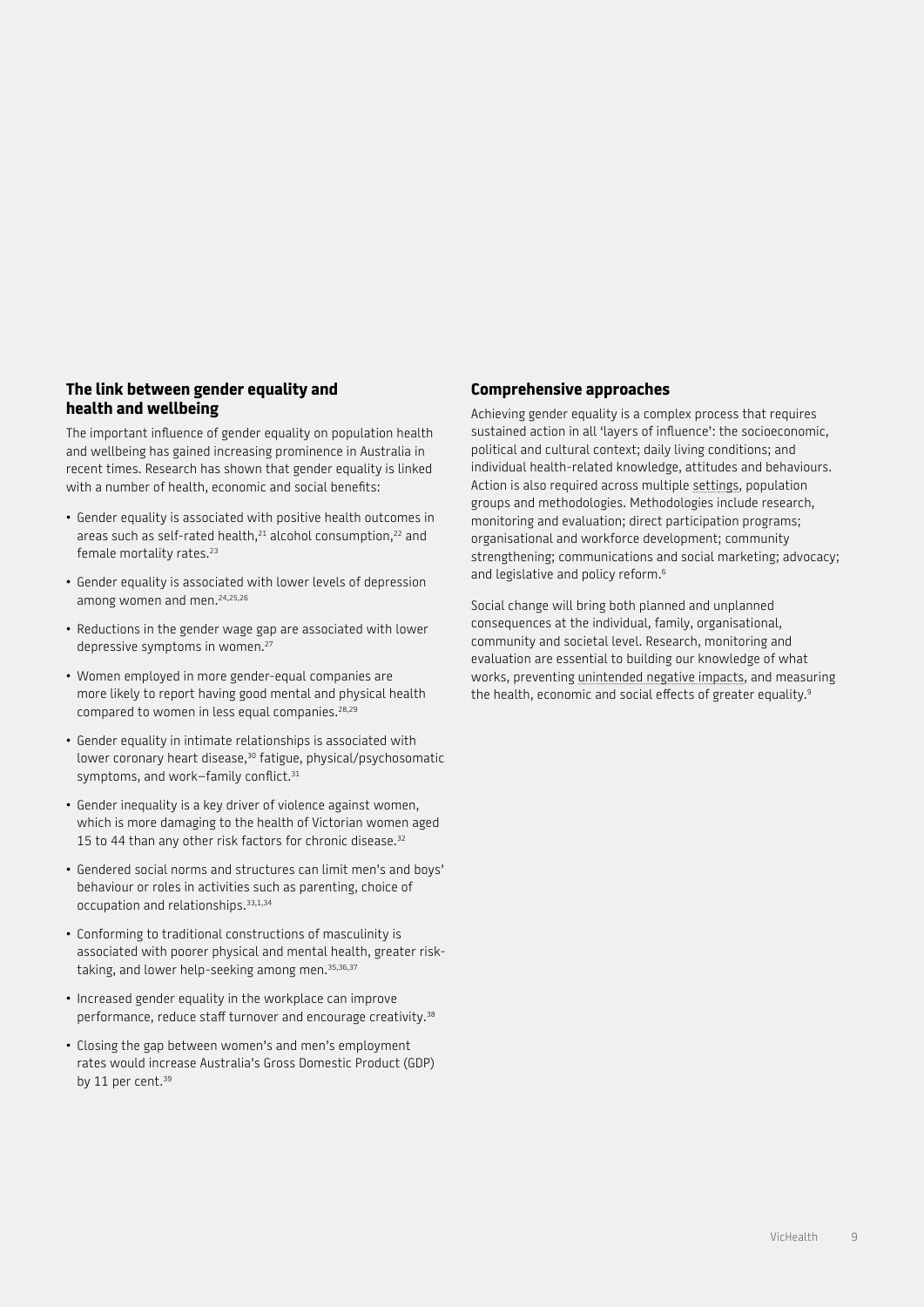## The link between gender equality and health and wellbeing

The important influence of gender equality on population health and wellbeing has gained increasing prominence in Australia in recent times. Research has shown that gender equality is linked with a number of health, economic and social benefits:

- Gender equality is associated with positive health outcomes in areas such as self-rated health,[21] alcohol consumption,[22] and female mortality rates.[23]
- Gender equality is associated with lower levels of depression among women and men.[24,25,26]
- Reductions in the gender wage gap are associated with lower depressive symptoms in women.[27]
- Women employed in more gender-equal companies are more likely to report having good mental and physical health compared to women in less equal companies.[28,29]
- Gender equality in intimate relationships is associated with lower coronary heart disease,[30] fatigue, physical/psychosomatic symptoms, and work–family conflict.[31]
- Gender inequality is a key driver of violence against women, which is more damaging to the health of Victorian women aged 15 to 44 than any other risk factors for chronic disease.[32]
- Gendered social norms and structures can limit men's and boys' behaviour or roles in activities such as parenting, choice of occupation and relationships.[33,1,34]
- Conforming to traditional constructions of masculinity is associated with poorer physical and mental health, greater risk-taking, and lower help-seeking among men.[35,36,37]
- Increased gender equality in the workplace can improve performance, reduce staff turnover and encourage creativity.[38]
- Closing the gap between women's and men's employment rates would increase Australia's Gross Domestic Product (GDP) by 11 per cent.[39]

## Comprehensive approaches

Achieving gender equality is a complex process that requires sustained action in all 'layers of influence': the socioeconomic, political and cultural context; daily living conditions; and individual health-related knowledge, attitudes and behaviours. Action is also required across multiple settings, population groups and methodologies. Methodologies include research, monitoring and evaluation; direct participation programs; organisational and workforce development; community strengthening; communications and social marketing; advocacy; and legislative and policy reform.[6]

Social change will bring both planned and unplanned consequences at the individual, family, organisational, community and societal level. Research, monitoring and evaluation are essential to building our knowledge of what works, preventing unintended negative impacts, and measuring the health, economic and social effects of greater equality.[9]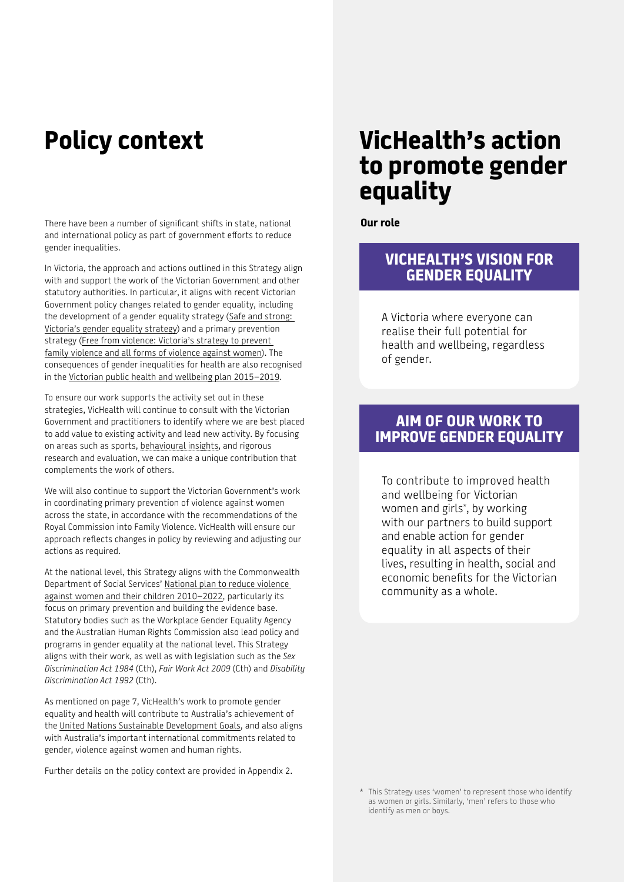# Policy context

There have been a number of significant shifts in state, national and international policy as part of government efforts to reduce gender inequalities.

In Victoria, the approach and actions outlined in this Strategy align with and support the work of the Victorian Government and other statutory authorities. In particular, it aligns with recent Victorian Government policy changes related to gender equality, including the development of a gender equality strategy (Safe and strong: Victoria's gender equality strategy) and a primary prevention strategy (Free from violence: Victoria's strategy to prevent family violence and all forms of violence against women). The consequences of gender inequalities for health are also recognised in the Victorian public health and wellbeing plan 2015–2019.

To ensure our work supports the activity set out in these strategies, VicHealth will continue to consult with the Victorian Government and practitioners to identify where we are best placed to add value to existing activity and lead new activity. By focusing on areas such as sports, behavioural insights, and rigorous research and evaluation, we can make a unique contribution that complements the work of others.

We will also continue to support the Victorian Government's work in coordinating primary prevention of violence against women across the state, in accordance with the recommendations of the Royal Commission into Family Violence. VicHealth will ensure our approach reflects changes in policy by reviewing and adjusting our actions as required.

At the national level, this Strategy aligns with the Commonwealth Department of Social Services' National plan to reduce violence against women and their children 2010–2022, particularly its focus on primary prevention and building the evidence base. Statutory bodies such as the Workplace Gender Equality Agency and the Australian Human Rights Commission also lead policy and programs in gender equality at the national level. This Strategy aligns with their work, as well as with legislation such as the *Sex Discrimination Act 1984* (Cth), *Fair Work Act 2009* (Cth) and *Disability Discrimination Act 1992* (Cth).

As mentioned on page 7, VicHealth's work to promote gender equality and health will contribute to Australia's achievement of the United Nations Sustainable Development Goals, and also aligns with Australia's important international commitments related to gender, violence against women and human rights.

Further details on the policy context are provided in Appendix 2.

# VicHealth's action to promote gender equality

**Our role**

## VICHEALTH'S VISION FOR GENDER EQUALITY

A Victoria where everyone can realise their full potential for health and wellbeing, regardless of gender.

## AIM OF OUR WORK TO IMPROVE GENDER EQUALITY

To contribute to improved health and wellbeing for Victorian women and girls*, by working with our partners to build support and enable action for gender equality in all aspects of their lives, resulting in health, social and economic benefits for the Victorian community as a whole.

\* This Strategy uses 'women' to represent those who identify as women or girls. Similarly, 'men' refers to those who identify as men or boys.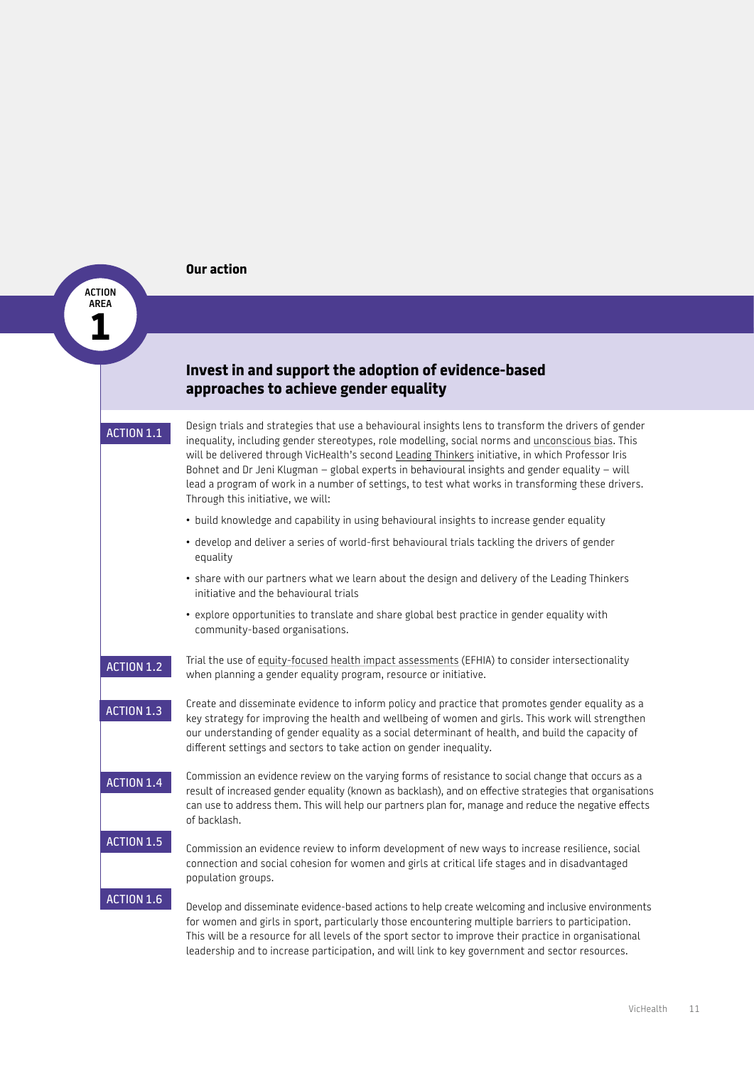## Our action

**ACTION AREA 1**

### Invest in and support the adoption of evidence-based approaches to achieve gender equality

**ACTION 1.1**

Design trials and strategies that use a behavioural insights lens to transform the drivers of gender inequality, including gender stereotypes, role modelling, social norms and unconscious bias. This will be delivered through VicHealth's second Leading Thinkers initiative, in which Professor Iris Bohnet and Dr Jeni Klugman – global experts in behavioural insights and gender equality – will lead a program of work in a number of settings, to test what works in transforming these drivers. Through this initiative, we will:

- build knowledge and capability in using behavioural insights to increase gender equality
- develop and deliver a series of world-first behavioural trials tackling the drivers of gender equality
- share with our partners what we learn about the design and delivery of the Leading Thinkers initiative and the behavioural trials
- explore opportunities to translate and share global best practice in gender equality with community-based organisations.

**ACTION 1.2**

Trial the use of equity-focused health impact assessments (EFHIA) to consider intersectionality when planning a gender equality program, resource or initiative.

**ACTION 1.3**

Create and disseminate evidence to inform policy and practice that promotes gender equality as a key strategy for improving the health and wellbeing of women and girls. This work will strengthen our understanding of gender equality as a social determinant of health, and build the capacity of different settings and sectors to take action on gender inequality.

**ACTION 1.4**

Commission an evidence review on the varying forms of resistance to social change that occurs as a result of increased gender equality (known as backlash), and on effective strategies that organisations can use to address them. This will help our partners plan for, manage and reduce the negative effects of backlash.

**ACTION 1.5**

Commission an evidence review to inform development of new ways to increase resilience, social connection and social cohesion for women and girls at critical life stages and in disadvantaged population groups.

**ACTION 1.6**

Develop and disseminate evidence-based actions to help create welcoming and inclusive environments for women and girls in sport, particularly those encountering multiple barriers to participation. This will be a resource for all levels of the sport sector to improve their practice in organisational leadership and to increase participation, and will link to key government and sector resources.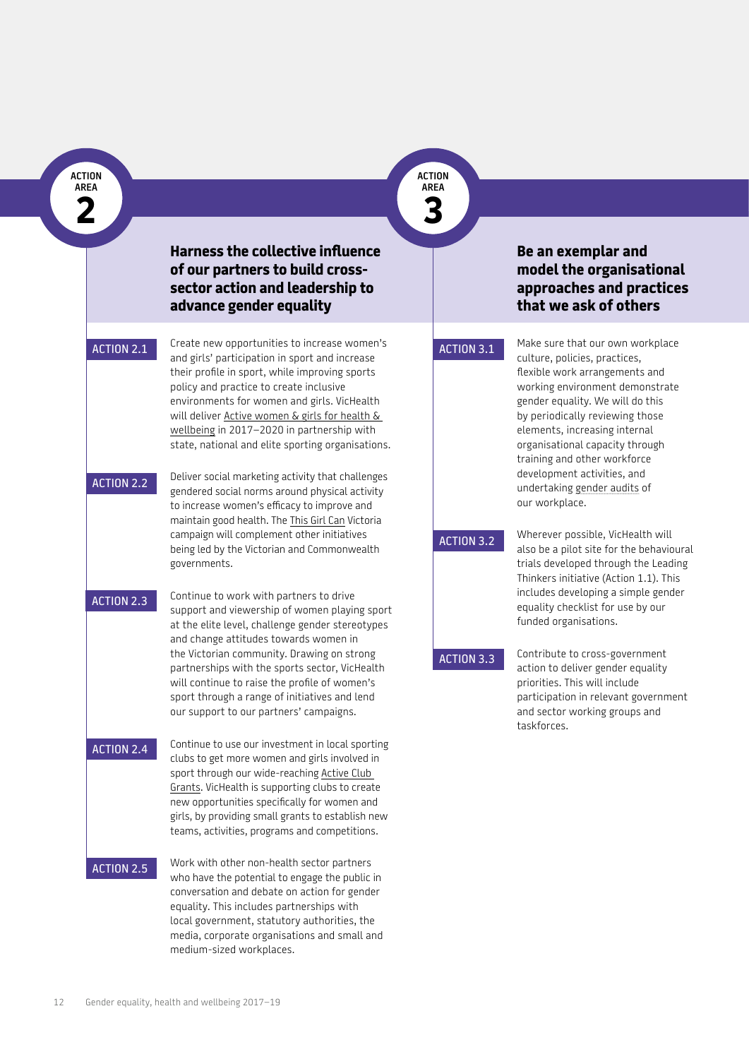## ACTION AREA 2

### Harness the collective influence of our partners to build cross-sector action and leadership to advance gender equality

**ACTION 2.1**

Create new opportunities to increase women's and girls' participation in sport and increase their profile in sport, while improving sports policy and practice to create inclusive environments for women and girls. VicHealth will deliver Active women & girls for health & wellbeing in 2017–2020 in partnership with state, national and elite sporting organisations.

**ACTION 2.2**

Deliver social marketing activity that challenges gendered social norms around physical activity to increase women's efficacy to improve and maintain good health. The This Girl Can Victoria campaign will complement other initiatives being led by the Victorian and Commonwealth governments.

**ACTION 2.3**

Continue to work with partners to drive support and viewership of women playing sport at the elite level, challenge gender stereotypes and change attitudes towards women in the Victorian community. Drawing on strong partnerships with the sports sector, VicHealth will continue to raise the profile of women's sport through a range of initiatives and lend our support to our partners' campaigns.

**ACTION 2.4**

Continue to use our investment in local sporting clubs to get more women and girls involved in sport through our wide-reaching Active Club Grants. VicHealth is supporting clubs to create new opportunities specifically for women and girls, by providing small grants to establish new teams, activities, programs and competitions.

**ACTION 2.5**

Work with other non-health sector partners who have the potential to engage the public in conversation and debate on action for gender equality. This includes partnerships with local government, statutory authorities, the media, corporate organisations and small and medium-sized workplaces.

## ACTION AREA 3

### Be an exemplar and model the organisational approaches and practices that we ask of others

**ACTION 3.1**

Make sure that our own workplace culture, policies, practices, flexible work arrangements and working environment demonstrate gender equality. We will do this by periodically reviewing those elements, increasing internal organisational capacity through training and other workforce development activities, and undertaking gender audits of our workplace.

**ACTION 3.2**

Wherever possible, VicHealth will also be a pilot site for the behavioural trials developed through the Leading Thinkers initiative (Action 1.1). This includes developing a simple gender equality checklist for use by our funded organisations.

**ACTION 3.3**

Contribute to cross-government action to deliver gender equality priorities. This will include participation in relevant government and sector working groups and taskforces.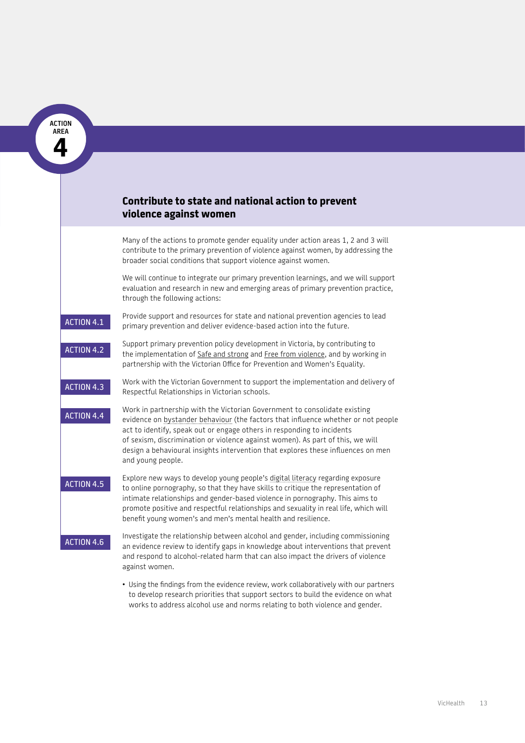ACTION AREA 4

## Contribute to state and national action to prevent violence against women

Many of the actions to promote gender equality under action areas 1, 2 and 3 will contribute to the primary prevention of violence against women, by addressing the broader social conditions that support violence against women.

We will continue to integrate our primary prevention learnings, and we will support evaluation and research in new and emerging areas of primary prevention practice, through the following actions:

**ACTION 4.1** Provide support and resources for state and national prevention agencies to lead primary prevention and deliver evidence-based action into the future.

**ACTION 4.2** Support primary prevention policy development in Victoria, by contributing to the implementation of Safe and strong and Free from violence, and by working in partnership with the Victorian Office for Prevention and Women's Equality.

**ACTION 4.3** Work with the Victorian Government to support the implementation and delivery of Respectful Relationships in Victorian schools.

**ACTION 4.4** Work in partnership with the Victorian Government to consolidate existing evidence on bystander behaviour (the factors that influence whether or not people act to identify, speak out or engage others in responding to incidents of sexism, discrimination or violence against women). As part of this, we will design a behavioural insights intervention that explores these influences on men and young people.

**ACTION 4.5** Explore new ways to develop young people's digital literacy regarding exposure to online pornography, so that they have skills to critique the representation of intimate relationships and gender-based violence in pornography. This aims to promote positive and respectful relationships and sexuality in real life, which will benefit young women's and men's mental health and resilience.

**ACTION 4.6** Investigate the relationship between alcohol and gender, including commissioning an evidence review to identify gaps in knowledge about interventions that prevent and respond to alcohol-related harm that can also impact the drivers of violence against women.

- Using the findings from the evidence review, work collaboratively with our partners to develop research priorities that support sectors to build the evidence on what works to address alcohol use and norms relating to both violence and gender.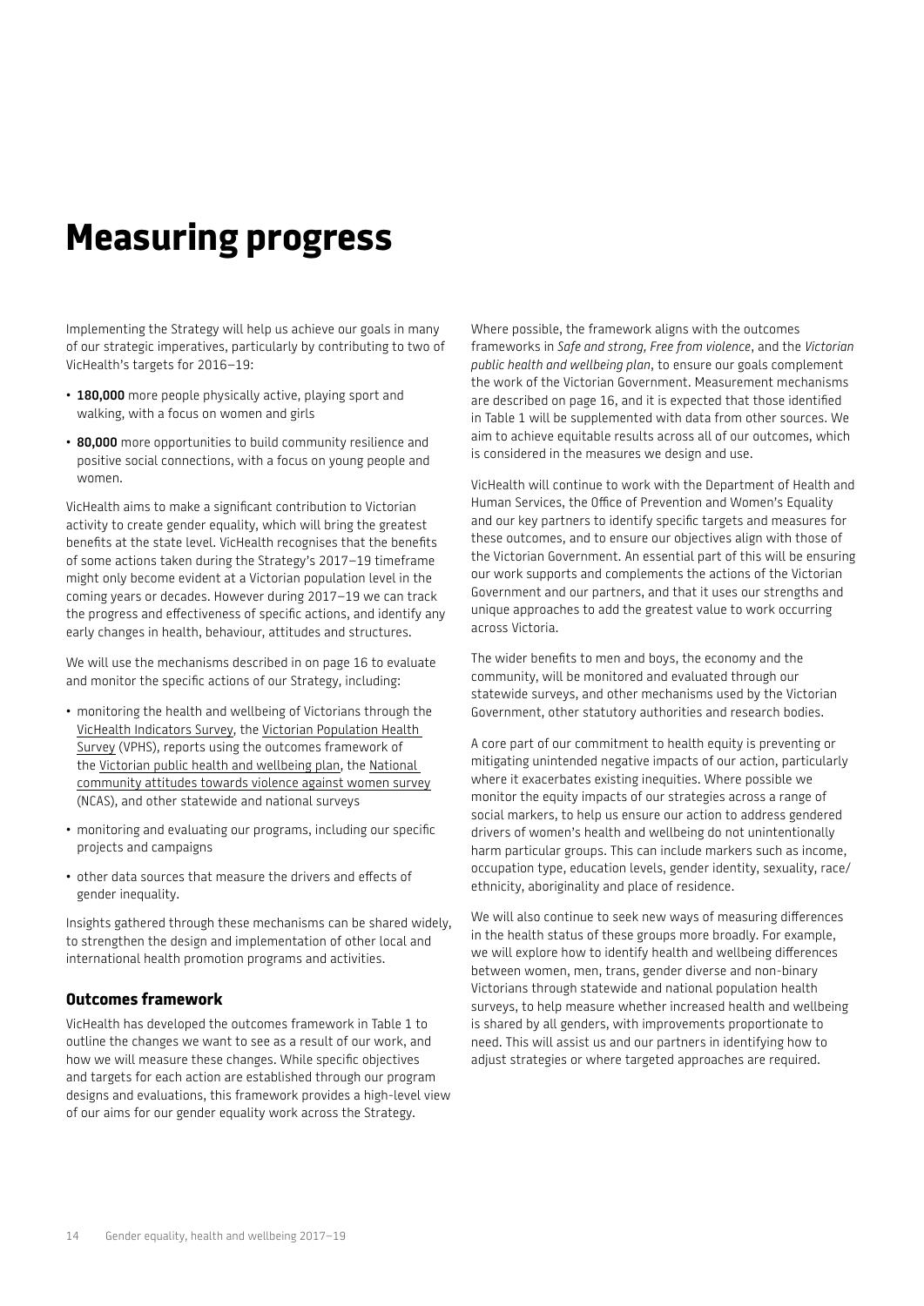# Measuring progress

Implementing the Strategy will help us achieve our goals in many of our strategic imperatives, particularly by contributing to two of VicHealth's targets for 2016–19:

- **180,000** more people physically active, playing sport and walking, with a focus on women and girls
- **80,000** more opportunities to build community resilience and positive social connections, with a focus on young people and women.

VicHealth aims to make a significant contribution to Victorian activity to create gender equality, which will bring the greatest benefits at the state level. VicHealth recognises that the benefits of some actions taken during the Strategy's 2017–19 timeframe might only become evident at a Victorian population level in the coming years or decades. However during 2017–19 we can track the progress and effectiveness of specific actions, and identify any early changes in health, behaviour, attitudes and structures.

We will use the mechanisms described in on page 16 to evaluate and monitor the specific actions of our Strategy, including:

- monitoring the health and wellbeing of Victorians through the VicHealth Indicators Survey, the Victorian Population Health Survey (VPHS), reports using the outcomes framework of the Victorian public health and wellbeing plan, the National community attitudes towards violence against women survey (NCAS), and other statewide and national surveys
- monitoring and evaluating our programs, including our specific projects and campaigns
- other data sources that measure the drivers and effects of gender inequality.

Insights gathered through these mechanisms can be shared widely, to strengthen the design and implementation of other local and international health promotion programs and activities.

### Outcomes framework

VicHealth has developed the outcomes framework in Table 1 to outline the changes we want to see as a result of our work, and how we will measure these changes. While specific objectives and targets for each action are established through our program designs and evaluations, this framework provides a high-level view of our aims for our gender equality work across the Strategy.

Where possible, the framework aligns with the outcomes frameworks in *Safe and strong, Free from violence*, and the *Victorian public health and wellbeing plan*, to ensure our goals complement the work of the Victorian Government. Measurement mechanisms are described on page 16, and it is expected that those identified in Table 1 will be supplemented with data from other sources. We aim to achieve equitable results across all of our outcomes, which is considered in the measures we design and use.

VicHealth will continue to work with the Department of Health and Human Services, the Office of Prevention and Women's Equality and our key partners to identify specific targets and measures for these outcomes, and to ensure our objectives align with those of the Victorian Government. An essential part of this will be ensuring our work supports and complements the actions of the Victorian Government and our partners, and that it uses our strengths and unique approaches to add the greatest value to work occurring across Victoria.

The wider benefits to men and boys, the economy and the community, will be monitored and evaluated through our statewide surveys, and other mechanisms used by the Victorian Government, other statutory authorities and research bodies.

A core part of our commitment to health equity is preventing or mitigating unintended negative impacts of our action, particularly where it exacerbates existing inequities. Where possible we monitor the equity impacts of our strategies across a range of social markers, to help us ensure our action to address gendered drivers of women's health and wellbeing do not unintentionally harm particular groups. This can include markers such as income, occupation type, education levels, gender identity, sexuality, race/ethnicity, aboriginality and place of residence.

We will also continue to seek new ways of measuring differences in the health status of these groups more broadly. For example, we will explore how to identify health and wellbeing differences between women, men, trans, gender diverse and non-binary Victorians through statewide and national population health surveys, to help measure whether increased health and wellbeing is shared by all genders, with improvements proportionate to need. This will assist us and our partners in identifying how to adjust strategies or where targeted approaches are required.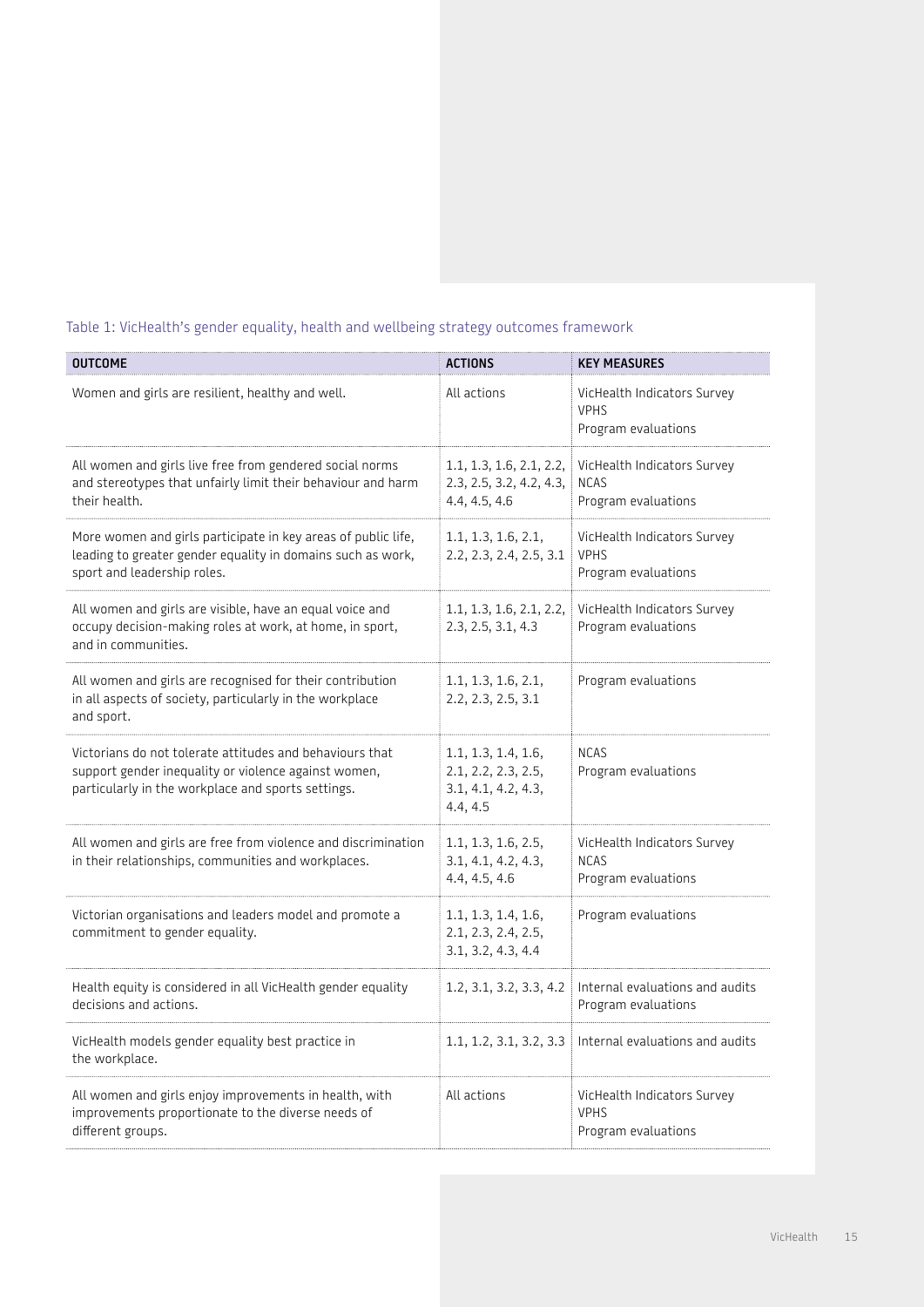Table 1: VicHealth's gender equality, health and wellbeing strategy outcomes framework

| OUTCOME | ACTIONS | KEY MEASURES |
|---|---|---|
| Women and girls are resilient, healthy and well. | All actions | VicHealth Indicators Survey<br>VPHS<br>Program evaluations |
| All women and girls live free from gendered social norms and stereotypes that unfairly limit their behaviour and harm their health. | 1.1, 1.3, 1.6, 2.1, 2.2, 2.3, 2.5, 3.2, 4.2, 4.3, 4.4, 4.5, 4.6 | VicHealth Indicators Survey<br>NCAS<br>Program evaluations |
| More women and girls participate in key areas of public life, leading to greater gender equality in domains such as work, sport and leadership roles. | 1.1, 1.3, 1.6, 2.1, 2.2, 2.3, 2.4, 2.5, 3.1 | VicHealth Indicators Survey<br>VPHS<br>Program evaluations |
| All women and girls are visible, have an equal voice and occupy decision-making roles at work, at home, in sport, and in communities. | 1.1, 1.3, 1.6, 2.1, 2.2, 2.3, 2.5, 3.1, 4.3 | VicHealth Indicators Survey<br>Program evaluations |
| All women and girls are recognised for their contribution in all aspects of society, particularly in the workplace and sport. | 1.1, 1.3, 1.6, 2.1, 2.2, 2.3, 2.5, 3.1 | Program evaluations |
| Victorians do not tolerate attitudes and behaviours that support gender inequality or violence against women, particularly in the workplace and sports settings. | 1.1, 1.3, 1.4, 1.6, 2.1, 2.2, 2.3, 2.5, 3.1, 4.1, 4.2, 4.3, 4.4, 4.5 | NCAS<br>Program evaluations |
| All women and girls are free from violence and discrimination in their relationships, communities and workplaces. | 1.1, 1.3, 1.6, 2.5, 3.1, 4.1, 4.2, 4.3, 4.4, 4.5, 4.6 | VicHealth Indicators Survey<br>NCAS<br>Program evaluations |
| Victorian organisations and leaders model and promote a commitment to gender equality. | 1.1, 1.3, 1.4, 1.6, 2.1, 2.3, 2.4, 2.5, 3.1, 3.2, 4.3, 4.4 | Program evaluations |
| Health equity is considered in all VicHealth gender equality decisions and actions. | 1.2, 3.1, 3.2, 3.3, 4.2 | Internal evaluations and audits<br>Program evaluations |
| VicHealth models gender equality best practice in the workplace. | 1.1, 1.2, 3.1, 3.2, 3.3 | Internal evaluations and audits |
| All women and girls enjoy improvements in health, with improvements proportionate to the diverse needs of different groups. | All actions | VicHealth Indicators Survey<br>VPHS<br>Program evaluations |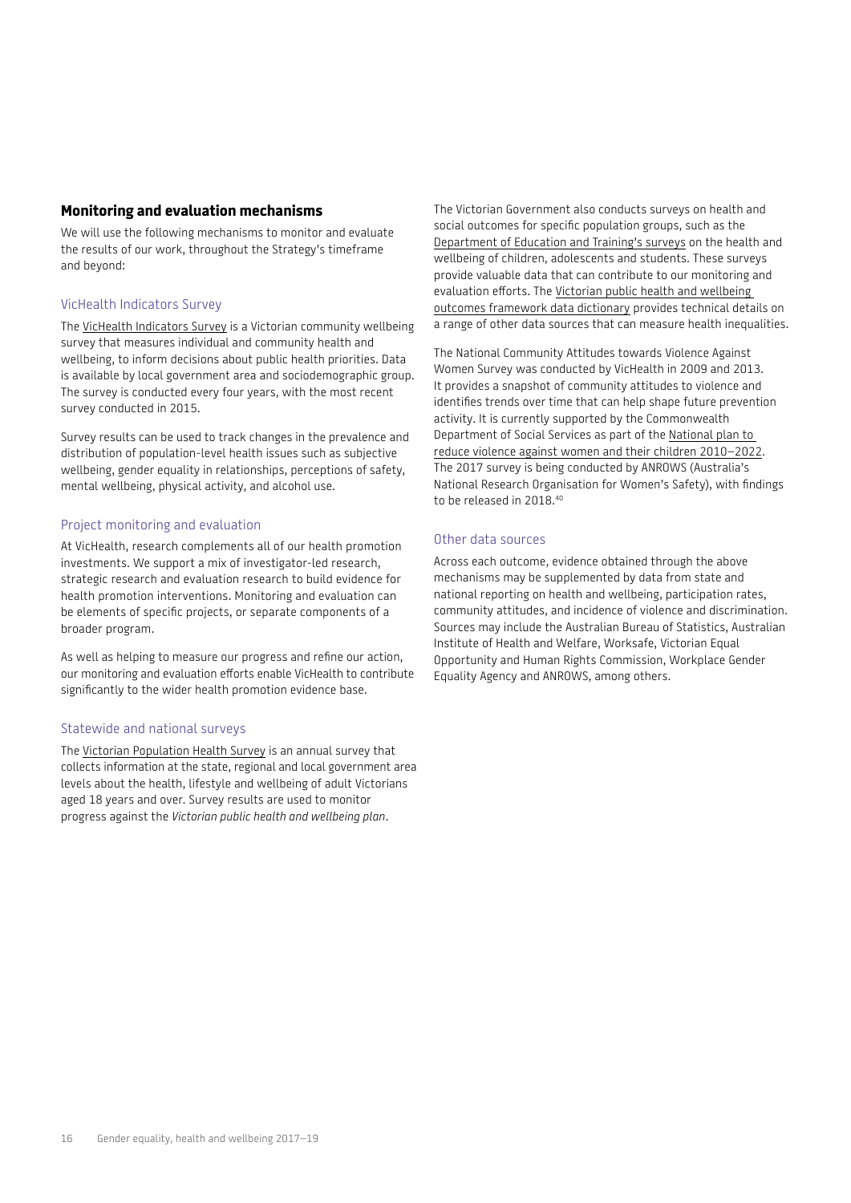## Monitoring and evaluation mechanisms

We will use the following mechanisms to monitor and evaluate the results of our work, throughout the Strategy's timeframe and beyond:

### VicHealth Indicators Survey

The VicHealth Indicators Survey is a Victorian community wellbeing survey that measures individual and community health and wellbeing, to inform decisions about public health priorities. Data is available by local government area and sociodemographic group. The survey is conducted every four years, with the most recent survey conducted in 2015.

Survey results can be used to track changes in the prevalence and distribution of population-level health issues such as subjective wellbeing, gender equality in relationships, perceptions of safety, mental wellbeing, physical activity, and alcohol use.

### Project monitoring and evaluation

At VicHealth, research complements all of our health promotion investments. We support a mix of investigator-led research, strategic research and evaluation research to build evidence for health promotion interventions. Monitoring and evaluation can be elements of specific projects, or separate components of a broader program.

As well as helping to measure our progress and refine our action, our monitoring and evaluation efforts enable VicHealth to contribute significantly to the wider health promotion evidence base.

### Statewide and national surveys

The Victorian Population Health Survey is an annual survey that collects information at the state, regional and local government area levels about the health, lifestyle and wellbeing of adult Victorians aged 18 years and over. Survey results are used to monitor progress against the *Victorian public health and wellbeing plan*.

The Victorian Government also conducts surveys on health and social outcomes for specific population groups, such as the Department of Education and Training's surveys on the health and wellbeing of children, adolescents and students. These surveys provide valuable data that can contribute to our monitoring and evaluation efforts. The Victorian public health and wellbeing outcomes framework data dictionary provides technical details on a range of other data sources that can measure health inequalities.

The National Community Attitudes towards Violence Against Women Survey was conducted by VicHealth in 2009 and 2013. It provides a snapshot of community attitudes to violence and identifies trends over time that can help shape future prevention activity. It is currently supported by the Commonwealth Department of Social Services as part of the National plan to reduce violence against women and their children 2010–2022. The 2017 survey is being conducted by ANROWS (Australia's National Research Organisation for Women's Safety), with findings to be released in 2018.[40]

### Other data sources

Across each outcome, evidence obtained through the above mechanisms may be supplemented by data from state and national reporting on health and wellbeing, participation rates, community attitudes, and incidence of violence and discrimination. Sources may include the Australian Bureau of Statistics, Australian Institute of Health and Welfare, Worksafe, Victorian Equal Opportunity and Human Rights Commission, Workplace Gender Equality Agency and ANROWS, among others.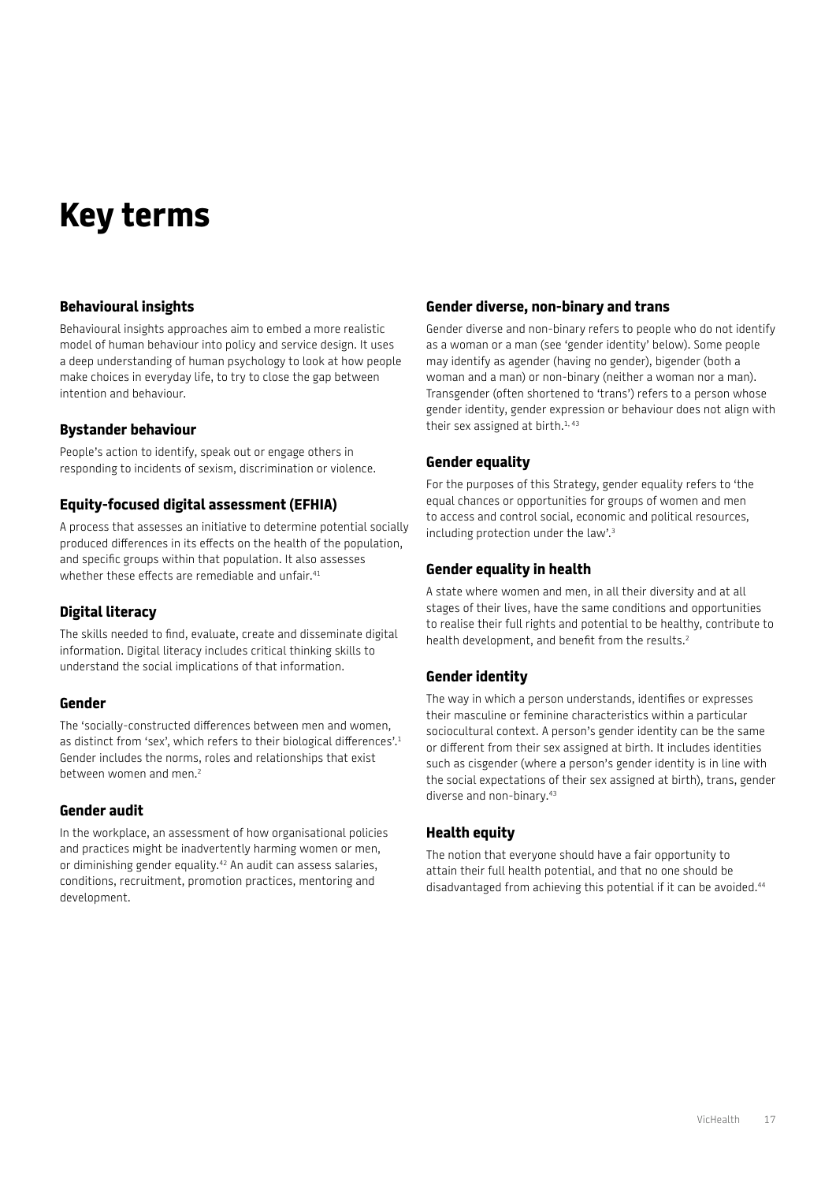# Key terms

### Behavioural insights

Behavioural insights approaches aim to embed a more realistic model of human behaviour into policy and service design. It uses a deep understanding of human psychology to look at how people make choices in everyday life, to try to close the gap between intention and behaviour.

### Bystander behaviour

People's action to identify, speak out or engage others in responding to incidents of sexism, discrimination or violence.

### Equity-focused digital assessment (EFHIA)

A process that assesses an initiative to determine potential socially produced differences in its effects on the health of the population, and specific groups within that population. It also assesses whether these effects are remediable and unfair.[41]

### Digital literacy

The skills needed to find, evaluate, create and disseminate digital information. Digital literacy includes critical thinking skills to understand the social implications of that information.

### Gender

The 'socially-constructed differences between men and women, as distinct from 'sex', which refers to their biological differences'.[1] Gender includes the norms, roles and relationships that exist between women and men.[2]

### Gender audit

In the workplace, an assessment of how organisational policies and practices might be inadvertently harming women or men, or diminishing gender equality.[42] An audit can assess salaries, conditions, recruitment, promotion practices, mentoring and development.

### Gender diverse, non-binary and trans

Gender diverse and non-binary refers to people who do not identify as a woman or a man (see 'gender identity' below). Some people may identify as agender (having no gender), bigender (both a woman and a man) or non-binary (neither a woman nor a man). Transgender (often shortened to 'trans') refers to a person whose gender identity, gender expression or behaviour does not align with their sex assigned at birth.[1, 43]

### Gender equality

For the purposes of this Strategy, gender equality refers to 'the equal chances or opportunities for groups of women and men to access and control social, economic and political resources, including protection under the law'.[3]

### Gender equality in health

A state where women and men, in all their diversity and at all stages of their lives, have the same conditions and opportunities to realise their full rights and potential to be healthy, contribute to health development, and benefit from the results.[2]

### Gender identity

The way in which a person understands, identifies or expresses their masculine or feminine characteristics within a particular sociocultural context. A person's gender identity can be the same or different from their sex assigned at birth. It includes identities such as cisgender (where a person's gender identity is in line with the social expectations of their sex assigned at birth), trans, gender diverse and non-binary.[43]

### Health equity

The notion that everyone should have a fair opportunity to attain their full health potential, and that no one should be disadvantaged from achieving this potential if it can be avoided.[44]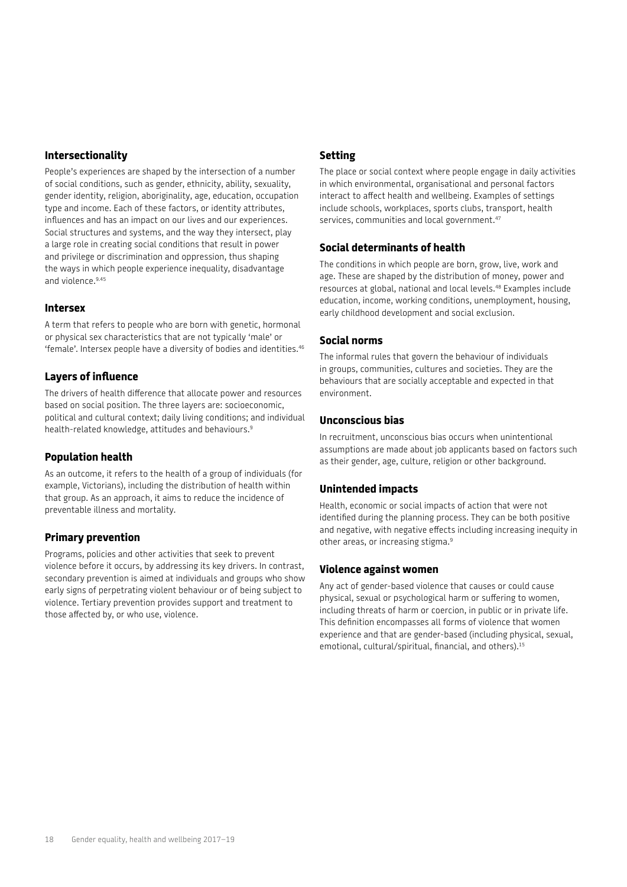### Intersectionality

People's experiences are shaped by the intersection of a number of social conditions, such as gender, ethnicity, ability, sexuality, gender identity, religion, aboriginality, age, education, occupation type and income. Each of these factors, or identity attributes, influences and has an impact on our lives and our experiences. Social structures and systems, and the way they intersect, play a large role in creating social conditions that result in power and privilege or discrimination and oppression, thus shaping the ways in which people experience inequality, disadvantage and violence.[9,45]

### Intersex

A term that refers to people who are born with genetic, hormonal or physical sex characteristics that are not typically 'male' or 'female'. Intersex people have a diversity of bodies and identities.[46]

### Layers of influence

The drivers of health difference that allocate power and resources based on social position. The three layers are: socioeconomic, political and cultural context; daily living conditions; and individual health-related knowledge, attitudes and behaviours.[9]

### Population health

As an outcome, it refers to the health of a group of individuals (for example, Victorians), including the distribution of health within that group. As an approach, it aims to reduce the incidence of preventable illness and mortality.

### Primary prevention

Programs, policies and other activities that seek to prevent violence before it occurs, by addressing its key drivers. In contrast, secondary prevention is aimed at individuals and groups who show early signs of perpetrating violent behaviour or of being subject to violence. Tertiary prevention provides support and treatment to those affected by, or who use, violence.

### Setting

The place or social context where people engage in daily activities in which environmental, organisational and personal factors interact to affect health and wellbeing. Examples of settings include schools, workplaces, sports clubs, transport, health services, communities and local government.[47]

### Social determinants of health

The conditions in which people are born, grow, live, work and age. These are shaped by the distribution of money, power and resources at global, national and local levels.[48] Examples include education, income, working conditions, unemployment, housing, early childhood development and social exclusion.

### Social norms

The informal rules that govern the behaviour of individuals in groups, communities, cultures and societies. They are the behaviours that are socially acceptable and expected in that environment.

### Unconscious bias

In recruitment, unconscious bias occurs when unintentional assumptions are made about job applicants based on factors such as their gender, age, culture, religion or other background.

### Unintended impacts

Health, economic or social impacts of action that were not identified during the planning process. They can be both positive and negative, with negative effects including increasing inequity in other areas, or increasing stigma.[9]

### Violence against women

Any act of gender-based violence that causes or could cause physical, sexual or psychological harm or suffering to women, including threats of harm or coercion, in public or in private life. This definition encompasses all forms of violence that women experience and that are gender-based (including physical, sexual, emotional, cultural/spiritual, financial, and others).[15]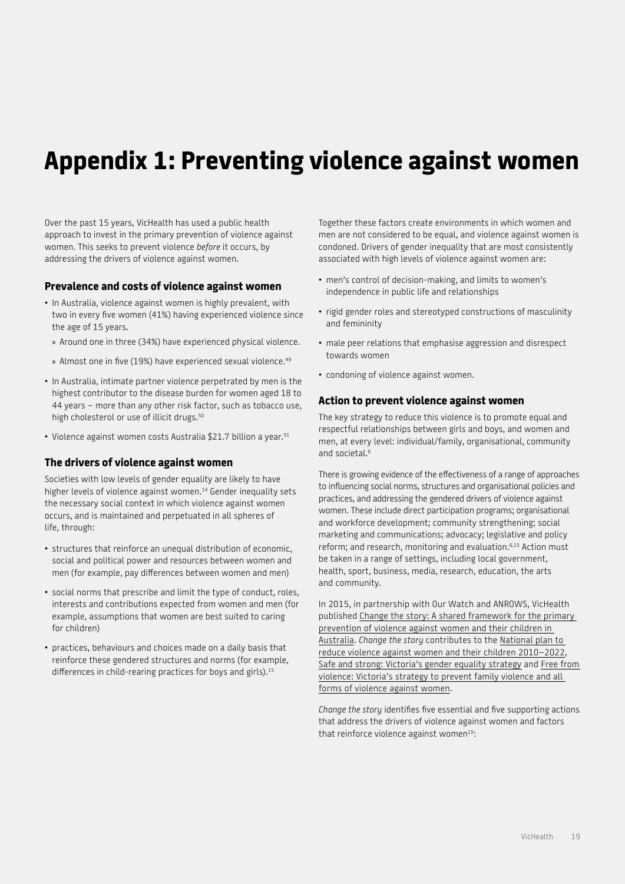# Appendix 1: Preventing violence against women

Over the past 15 years, VicHealth has used a public health approach to invest in the primary prevention of violence against women. This seeks to prevent violence *before* it occurs, by addressing the drivers of violence against women.

### Prevalence and costs of violence against women

- In Australia, violence against women is highly prevalent, with two in every five women (41%) having experienced violence since the age of 15 years.
  - Around one in three (34%) have experienced physical violence.
  - Almost one in five (19%) have experienced sexual violence.[49]
- In Australia, intimate partner violence perpetrated by men is the highest contributor to the disease burden for women aged 18 to 44 years – more than any other risk factor, such as tobacco use, high cholesterol or use of illicit drugs.[50]
- Violence against women costs Australia $21.7 billion a year.[51]

### The drivers of violence against women

Societies with low levels of gender equality are likely to have higher levels of violence against women.[14] Gender inequality sets the necessary social context in which violence against women occurs, and is maintained and perpetuated in all spheres of life, through:

- structures that reinforce an unequal distribution of economic, social and political power and resources between women and men (for example, pay differences between women and men)
- social norms that prescribe and limit the type of conduct, roles, interests and contributions expected from women and men (for example, assumptions that women are best suited to caring for children)
- practices, behaviours and choices made on a daily basis that reinforce these gendered structures and norms (for example, differences in child-rearing practices for boys and girls).[15]

Together these factors create environments in which women and men are not considered to be equal, and violence against women is condoned. Drivers of gender inequality that are most consistently associated with high levels of violence against women are:

- men's control of decision-making, and limits to women's independence in public life and relationships
- rigid gender roles and stereotyped constructions of masculinity and femininity
- male peer relations that emphasise aggression and disrespect towards women
- condoning of violence against women.

### Action to prevent violence against women

The key strategy to reduce this violence is to promote equal and respectful relationships between girls and boys, and women and men, at every level: individual/family, organisational, community and societal.[6]

There is growing evidence of the effectiveness of a range of approaches to influencing social norms, structures and organisational policies and practices, and addressing the gendered drivers of violence against women. These include direct participation programs; organisational and workforce development; community strengthening; social marketing and communications; advocacy; legislative and policy reform; and research, monitoring and evaluation.[6,15] Action must be taken in a range of settings, including local government, health, sport, business, media, research, education, the arts and community.

In 2015, in partnership with Our Watch and ANROWS, VicHealth published Change the story: A shared framework for the primary prevention of violence against women and their children in Australia. *Change the story* contributes to the National plan to reduce violence against women and their children 2010–2022, Safe and strong: Victoria's gender equality strategy and Free from violence: Victoria's strategy to prevent family violence and all forms of violence against women.

*Change the story* identifies five essential and five supporting actions that address the drivers of violence against women and factors that reinforce violence against women[15]: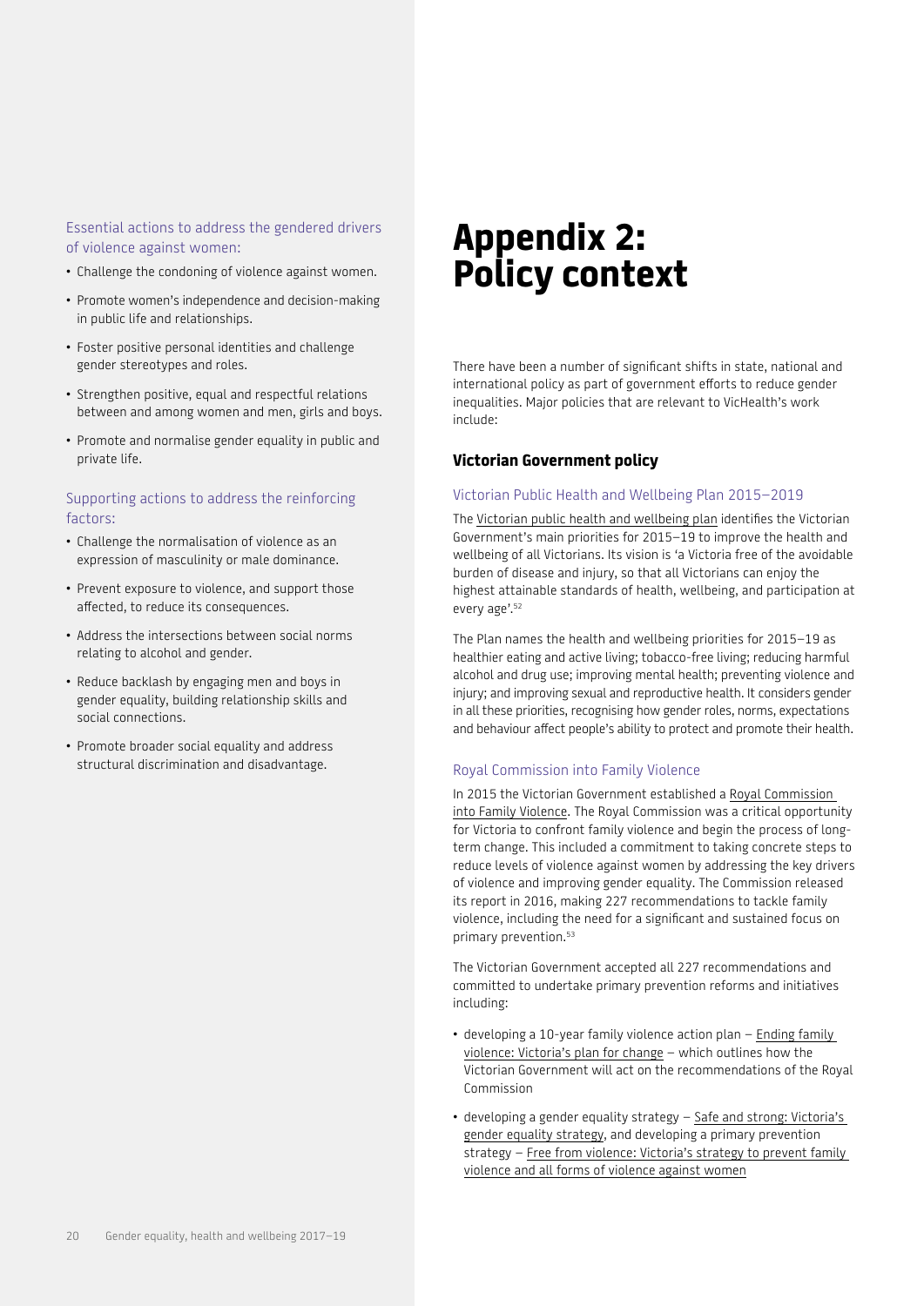Essential actions to address the gendered drivers of violence against women:

- Challenge the condoning of violence against women.
- Promote women's independence and decision-making in public life and relationships.
- Foster positive personal identities and challenge gender stereotypes and roles.
- Strengthen positive, equal and respectful relations between and among women and men, girls and boys.
- Promote and normalise gender equality in public and private life.

Supporting actions to address the reinforcing factors:

- Challenge the normalisation of violence as an expression of masculinity or male dominance.
- Prevent exposure to violence, and support those affected, to reduce its consequences.
- Address the intersections between social norms relating to alcohol and gender.
- Reduce backlash by engaging men and boys in gender equality, building relationship skills and social connections.
- Promote broader social equality and address structural discrimination and disadvantage.

# Appendix 2: Policy context

There have been a number of significant shifts in state, national and international policy as part of government efforts to reduce gender inequalities. Major policies that are relevant to VicHealth's work include:

## Victorian Government policy

### Victorian Public Health and Wellbeing Plan 2015–2019

The Victorian public health and wellbeing plan identifies the Victorian Government's main priorities for 2015–19 to improve the health and wellbeing of all Victorians. Its vision is 'a Victoria free of the avoidable burden of disease and injury, so that all Victorians can enjoy the highest attainable standards of health, wellbeing, and participation at every age'.[52]

The Plan names the health and wellbeing priorities for 2015–19 as healthier eating and active living; tobacco-free living; reducing harmful alcohol and drug use; improving mental health; preventing violence and injury; and improving sexual and reproductive health. It considers gender in all these priorities, recognising how gender roles, norms, expectations and behaviour affect people's ability to protect and promote their health.

### Royal Commission into Family Violence

In 2015 the Victorian Government established a Royal Commission into Family Violence. The Royal Commission was a critical opportunity for Victoria to confront family violence and begin the process of long-term change. This included a commitment to taking concrete steps to reduce levels of violence against women by addressing the key drivers of violence and improving gender equality. The Commission released its report in 2016, making 227 recommendations to tackle family violence, including the need for a significant and sustained focus on primary prevention.[53]

The Victorian Government accepted all 227 recommendations and committed to undertake primary prevention reforms and initiatives including:

- developing a 10-year family violence action plan – Ending family violence: Victoria's plan for change – which outlines how the Victorian Government will act on the recommendations of the Royal Commission
- developing a gender equality strategy – Safe and strong: Victoria's gender equality strategy, and developing a primary prevention strategy – Free from violence: Victoria's strategy to prevent family violence and all forms of violence against women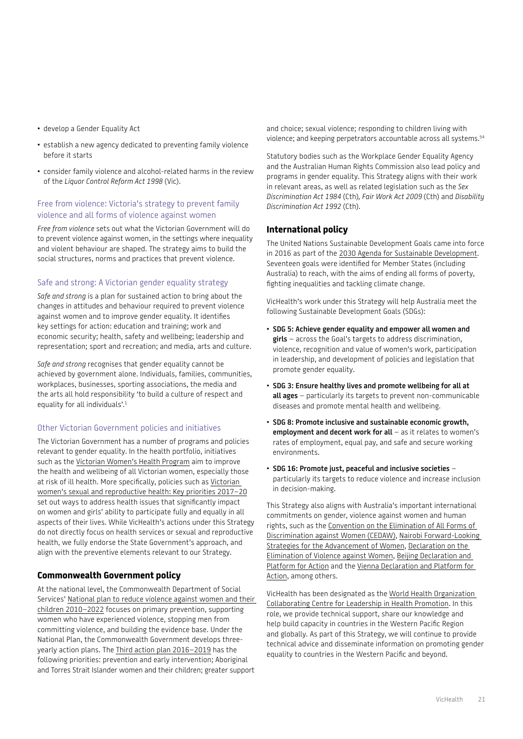- develop a Gender Equality Act
- establish a new agency dedicated to preventing family violence before it starts
- consider family violence and alcohol-related harms in the review of the *Liquor Control Reform Act 1998* (Vic).

### Free from violence: Victoria's strategy to prevent family violence and all forms of violence against women

*Free from violence* sets out what the Victorian Government will do to prevent violence against women, in the settings where inequality and violent behaviour are shaped. The strategy aims to build the social structures, norms and practices that prevent violence.

### Safe and strong: A Victorian gender equality strategy

*Safe and strong* is a plan for sustained action to bring about the changes in attitudes and behaviour required to prevent violence against women and to improve gender equality. It identifies key settings for action: education and training; work and economic security; health, safety and wellbeing; leadership and representation; sport and recreation; and media, arts and culture.

*Safe and strong* recognises that gender equality cannot be achieved by government alone. Individuals, families, communities, workplaces, businesses, sporting associations, the media and the arts all hold responsibility 'to build a culture of respect and equality for all individuals'.[1]

### Other Victorian Government policies and initiatives

The Victorian Government has a number of programs and policies relevant to gender equality. In the health portfolio, initiatives such as the Victorian Women's Health Program aim to improve the health and wellbeing of all Victorian women, especially those at risk of ill health. More specifically, policies such as Victorian women's sexual and reproductive health: Key priorities 2017–20 set out ways to address health issues that significantly impact on women and girls' ability to participate fully and equally in all aspects of their lives. While VicHealth's actions under this Strategy do not directly focus on health services or sexual and reproductive health, we fully endorse the State Government's approach, and align with the preventive elements relevant to our Strategy.

## Commonwealth Government policy

At the national level, the Commonwealth Department of Social Services' National plan to reduce violence against women and their children 2010–2022 focuses on primary prevention, supporting women who have experienced violence, stopping men from committing violence, and building the evidence base. Under the National Plan, the Commonwealth Government develops three-yearly action plans. The Third action plan 2016–2019 has the following priorities: prevention and early intervention; Aboriginal and Torres Strait Islander women and their children; greater support and choice; sexual violence; responding to children living with violence; and keeping perpetrators accountable across all systems.[54]

Statutory bodies such as the Workplace Gender Equality Agency and the Australian Human Rights Commission also lead policy and programs in gender equality. This Strategy aligns with their work in relevant areas, as well as related legislation such as the *Sex Discrimination Act 1984* (Cth), *Fair Work Act 2009* (Cth) and *Disability Discrimination Act 1992* (Cth).

## International policy

The United Nations Sustainable Development Goals came into force in 2016 as part of the 2030 Agenda for Sustainable Development. Seventeen goals were identified for Member States (including Australia) to reach, with the aims of ending all forms of poverty, fighting inequalities and tackling climate change.

VicHealth's work under this Strategy will help Australia meet the following Sustainable Development Goals (SDGs):

- **SDG 5: Achieve gender equality and empower all women and girls** – across the Goal's targets to address discrimination, violence, recognition and value of women's work, participation in leadership, and development of policies and legislation that promote gender equality.
- **SDG 3: Ensure healthy lives and promote wellbeing for all at all ages** – particularly its targets to prevent non-communicable diseases and promote mental health and wellbeing.
- **SDG 8: Promote inclusive and sustainable economic growth, employment and decent work for all** – as it relates to women's rates of employment, equal pay, and safe and secure working environments.
- **SDG 16: Promote just, peaceful and inclusive societies** – particularly its targets to reduce violence and increase inclusion in decision-making.

This Strategy also aligns with Australia's important international commitments on gender, violence against women and human rights, such as the Convention on the Elimination of All Forms of Discrimination against Women (CEDAW), Nairobi Forward-Looking Strategies for the Advancement of Women, Declaration on the Elimination of Violence against Women, Beijing Declaration and Platform for Action and the Vienna Declaration and Platform for Action, among others.

VicHealth has been designated as the World Health Organization Collaborating Centre for Leadership in Health Promotion. In this role, we provide technical support, share our knowledge and help build capacity in countries in the Western Pacific Region and globally. As part of this Strategy, we will continue to provide technical advice and disseminate information on promoting gender equality to countries in the Western Pacific and beyond.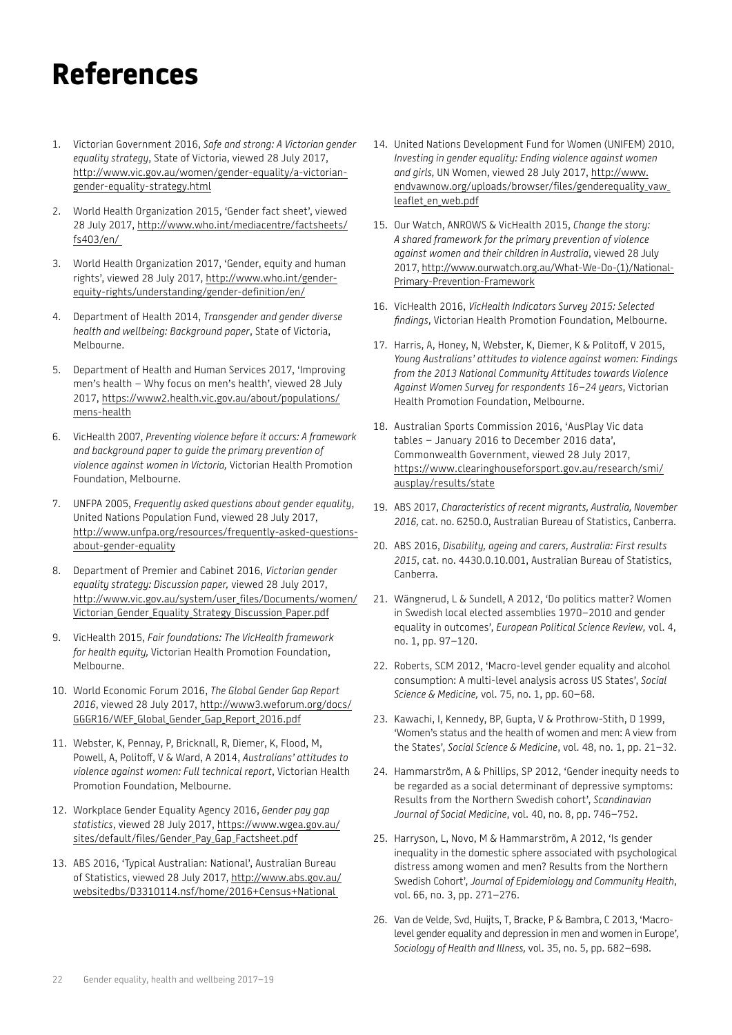# References

1. Victorian Government 2016, *Safe and strong: A Victorian gender equality strategy*, State of Victoria, viewed 28 July 2017, http://www.vic.gov.au/women/gender-equality/a-victorian-gender-equality-strategy.html

2. World Health Organization 2015, 'Gender fact sheet', viewed 28 July 2017, http://www.who.int/mediacentre/factsheets/fs403/en/

3. World Health Organization 2017, 'Gender, equity and human rights', viewed 28 July 2017, http://www.who.int/gender-equity-rights/understanding/gender-definition/en/

4. Department of Health 2014, *Transgender and gender diverse health and wellbeing: Background paper*, State of Victoria, Melbourne.

5. Department of Health and Human Services 2017, 'Improving men's health – Why focus on men's health', viewed 28 July 2017, https://www2.health.vic.gov.au/about/populations/mens-health

6. VicHealth 2007, *Preventing violence before it occurs: A framework and background paper to guide the primary prevention of violence against women in Victoria,* Victorian Health Promotion Foundation, Melbourne.

7. UNFPA 2005, *Frequently asked questions about gender equality,* United Nations Population Fund, viewed 28 July 2017, http://www.unfpa.org/resources/frequently-asked-questions-about-gender-equality

8. Department of Premier and Cabinet 2016, *Victorian gender equality strategy: Discussion paper,* viewed 28 July 2017, http://www.vic.gov.au/system/user_files/Documents/women/Victorian_Gender_Equality_Strategy_Discussion_Paper.pdf

9. VicHealth 2015, *Fair foundations: The VicHealth framework for health equity,* Victorian Health Promotion Foundation, Melbourne.

10. World Economic Forum 2016, *The Global Gender Gap Report 2016*, viewed 28 July 2017, http://www3.weforum.org/docs/GGGR16/WEF_Global_Gender_Gap_Report_2016.pdf

11. Webster, K, Pennay, P, Bricknall, R, Diemer, K, Flood, M, Powell, A, Politoff, V & Ward, A 2014, *Australians' attitudes to violence against women: Full technical report*, Victorian Health Promotion Foundation, Melbourne.

12. Workplace Gender Equality Agency 2016, *Gender pay gap statistics*, viewed 28 July 2017, https://www.wgea.gov.au/sites/default/files/Gender_Pay_Gap_Factsheet.pdf

13. ABS 2016, 'Typical Australian: National', Australian Bureau of Statistics, viewed 28 July 2017, http://www.abs.gov.au/websitedbs/D3310114.nsf/home/2016+Census+National

14. United Nations Development Fund for Women (UNIFEM) 2010, *Investing in gender equality: Ending violence against women and girls,* UN Women, viewed 28 July 2017, http://www.endvawnow.org/uploads/browser/files/genderequality_vaw_leaflet_en_web.pdf

15. Our Watch, ANROWS & VicHealth 2015, *Change the story: A shared framework for the primary prevention of violence against women and their children in Australia*, viewed 28 July 2017, http://www.ourwatch.org.au/What-We-Do-(1)/National-Primary-Prevention-Framework

16. VicHealth 2016, *VicHealth Indicators Survey 2015: Selected findings*, Victorian Health Promotion Foundation, Melbourne.

17. Harris, A, Honey, N, Webster, K, Diemer, K & Politoff, V 2015, *Young Australians' attitudes to violence against women: Findings from the 2013 National Community Attitudes towards Violence Against Women Survey for respondents 16–24 years*, Victorian Health Promotion Foundation, Melbourne.

18. Australian Sports Commission 2016, 'AusPlay Vic data tables – January 2016 to December 2016 data', Commonwealth Government, viewed 28 July 2017, https://www.clearinghouseforsport.gov.au/research/smi/ausplay/results/state

19. ABS 2017, *Characteristics of recent migrants, Australia, November 2016,* cat. no. 6250.0, Australian Bureau of Statistics, Canberra.

20. ABS 2016, *Disability, ageing and carers, Australia: First results 2015*, cat. no. 4430.0.10.001, Australian Bureau of Statistics, Canberra.

21. Wängnerud, L & Sundell, A 2012, 'Do politics matter? Women in Swedish local elected assemblies 1970–2010 and gender equality in outcomes', *European Political Science Review,* vol. 4, no. 1, pp. 97–120.

22. Roberts, SCM 2012, 'Macro-level gender equality and alcohol consumption: A multi-level analysis across US States', *Social Science & Medicine,* vol. 75, no. 1, pp. 60–68.

23. Kawachi, I, Kennedy, BP, Gupta, V & Prothrow-Stith, D 1999, 'Women's status and the health of women and men: A view from the States', *Social Science & Medicine*, vol. 48, no. 1, pp. 21–32.

24. Hammarström, A & Phillips, SP 2012, 'Gender inequity needs to be regarded as a social determinant of depressive symptoms: Results from the Northern Swedish cohort', *Scandinavian Journal of Social Medicine*, vol. 40, no. 8, pp. 746–752.

25. Harryson, L, Novo, M & Hammarström, A 2012, 'Is gender inequality in the domestic sphere associated with psychological distress among women and men? Results from the Northern Swedish Cohort', *Journal of Epidemiology and Community Health*, vol. 66, no. 3, pp. 271–276.

26. Van de Velde, Svd, Huijts, T, Bracke, P & Bambra, C 2013, 'Macro-level gender equality and depression in men and women in Europe', *Sociology of Health and Illness,* vol. 35, no. 5, pp. 682–698.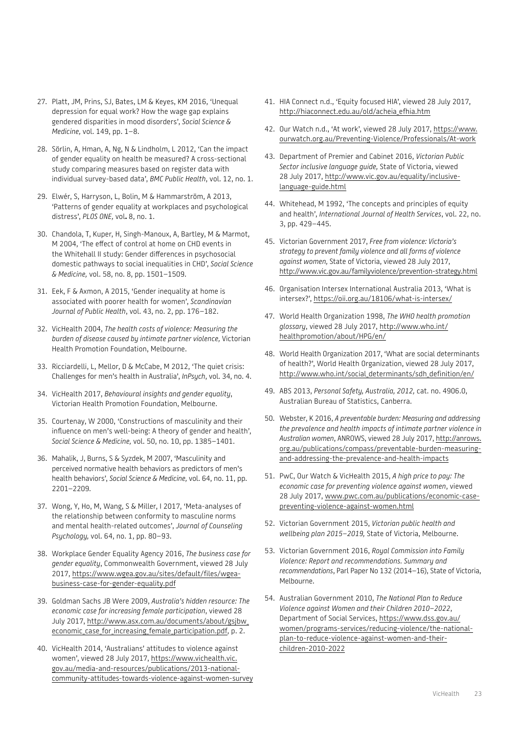27. Platt, JM, Prins, SJ, Bates, LM & Keyes, KM 2016, 'Unequal depression for equal work? How the wage gap explains gendered disparities in mood disorders', *Social Science & Medicine,* vol. 149, pp. 1–8.

28. Sörlin, A, Hman, A, Ng, N & Lindholm, L 2012, 'Can the impact of gender equality on health be measured? A cross-sectional study comparing measures based on register data with individual survey-based data', *BMC Public Health*, vol. 12, no. 1.

29. Elwér, S, Harryson, L, Bolin, M & Hammarström, A 2013, 'Patterns of gender equality at workplaces and psychological distress', *PLOS ONE,* vol**.** 8, no. 1.

30. Chandola, T, Kuper, H, Singh-Manoux, A, Bartley, M & Marmot, M 2004, 'The effect of control at home on CHD events in the Whitehall II study: Gender differences in psychosocial domestic pathways to social inequalities in CHD', *Social Science & Medicine,* vol. 58, no. 8, pp. 1501–1509.

31. Eek, F & Axmon, A 2015, 'Gender inequality at home is associated with poorer health for women', *Scandinavian Journal of Public Health*, vol. 43, no. 2, pp. 176–182.

32. VicHealth 2004, *The health costs of violence: Measuring the burden of disease caused by intimate partner violence,* Victorian Health Promotion Foundation, Melbourne.

33. Ricciardelli, L, Mellor, D & McCabe, M 2012, 'The quiet crisis: Challenges for men's health in Australia', *InPsych*, vol. 34, no. 4.

34. VicHealth 2017, *Behavioural insights and gender equality*, Victorian Health Promotion Foundation, Melbourne.

35. Courtenay, W 2000, 'Constructions of masculinity and their influence on men's well-being: A theory of gender and health', *Social Science & Medicine,* vol. 50, no. 10, pp. 1385–1401.

36. Mahalik, J, Burns, S & Syzdek, M 2007, 'Masculinity and perceived normative health behaviors as predictors of men's health behaviors', *Social Science & Medicine,* vol. 64, no. 11, pp. 2201–2209.

37. Wong, Y, Ho, M, Wang, S & Miller, I 2017, 'Meta-analyses of the relationship between conformity to masculine norms and mental health-related outcomes', *Journal of Counseling Psychology,* vol. 64, no. 1, pp. 80–93.

38. Workplace Gender Equality Agency 2016, *The business case for gender equality*, Commonwealth Government, viewed 28 July 2017, https://www.wgea.gov.au/sites/default/files/wgea-business-case-for-gender-equality.pdf

39. Goldman Sachs JB Were 2009, *Australia's hidden resource: The economic case for increasing female participation*, viewed 28 July 2017, http://www.asx.com.au/documents/about/gsjbw_economic_case_for_increasing_female_participation.pdf, p. 2.

40. VicHealth 2014, 'Australians' attitudes to violence against women', viewed 28 July 2017, https://www.vichealth.vic.gov.au/media-and-resources/publications/2013-national-community-attitudes-towards-violence-against-women-survey

41. HIA Connect n.d., 'Equity focused HIA', viewed 28 July 2017, http://hiaconnect.edu.au/old/acheia_efhia.htm

42. Our Watch n.d., 'At work', viewed 28 July 2017, https://www.ourwatch.org.au/Preventing-Violence/Professionals/At-work

43. Department of Premier and Cabinet 2016, *Victorian Public Sector inclusive language guide,* State of Victoria, viewed 28 July 2017, http://www.vic.gov.au/equality/inclusive-language-guide.html

44. Whitehead, M 1992, 'The concepts and principles of equity and health', *International Journal of Health Services*, vol. 22, no. 3, pp. 429–445.

45. Victorian Government 2017, *Free from violence: Victoria's strategy to prevent family violence and all forms of violence against women,* State of Victoria, viewed 28 July 2017, http://www.vic.gov.au/familyviolence/prevention-strategy.html

46. Organisation Intersex International Australia 2013, 'What is intersex?', https://oii.org.au/18106/what-is-intersex/

47. World Health Organization 1998, *The WHO health promotion glossary*, viewed 28 July 2017, http://www.who.int/healthpromotion/about/HPG/en/

48. World Health Organization 2017, 'What are social determinants of health?', World Health Organization, viewed 28 July 2017, http://www.who.int/social_determinants/sdh_definition/en/

49. ABS 2013, *Personal Safety, Australia, 2012,* cat. no. 4906.0, Australian Bureau of Statistics, Canberra.

50. Webster, K 2016, *A preventable burden: Measuring and addressing the prevalence and health impacts of intimate partner violence in Australian women*, ANROWS, viewed 28 July 2017, http://anrows.org.au/publications/compass/preventable-burden-measuring-and-addressing-the-prevalence-and-health-impacts

51. PwC, Our Watch & VicHealth 2015, *A high price to pay: The economic case for preventing violence against women*, viewed 28 July 2017, www.pwc.com.au/publications/economic-case-preventing-violence-against-women.html

52. Victorian Government 2015, *Victorian public health and wellbeing plan 2015–2019,* State of Victoria, Melbourne.

53. Victorian Government 2016, *Royal Commission into Family Violence: Report and recommendations. Summary and recommendations*, Parl Paper No 132 (2014–16), State of Victoria, Melbourne.

54. Australian Government 2010, *The National Plan to Reduce Violence against Women and their Children 2010–2022*, Department of Social Services, https://www.dss.gov.au/women/programs-services/reducing-violence/the-national-plan-to-reduce-violence-against-women-and-their-children-2010-2022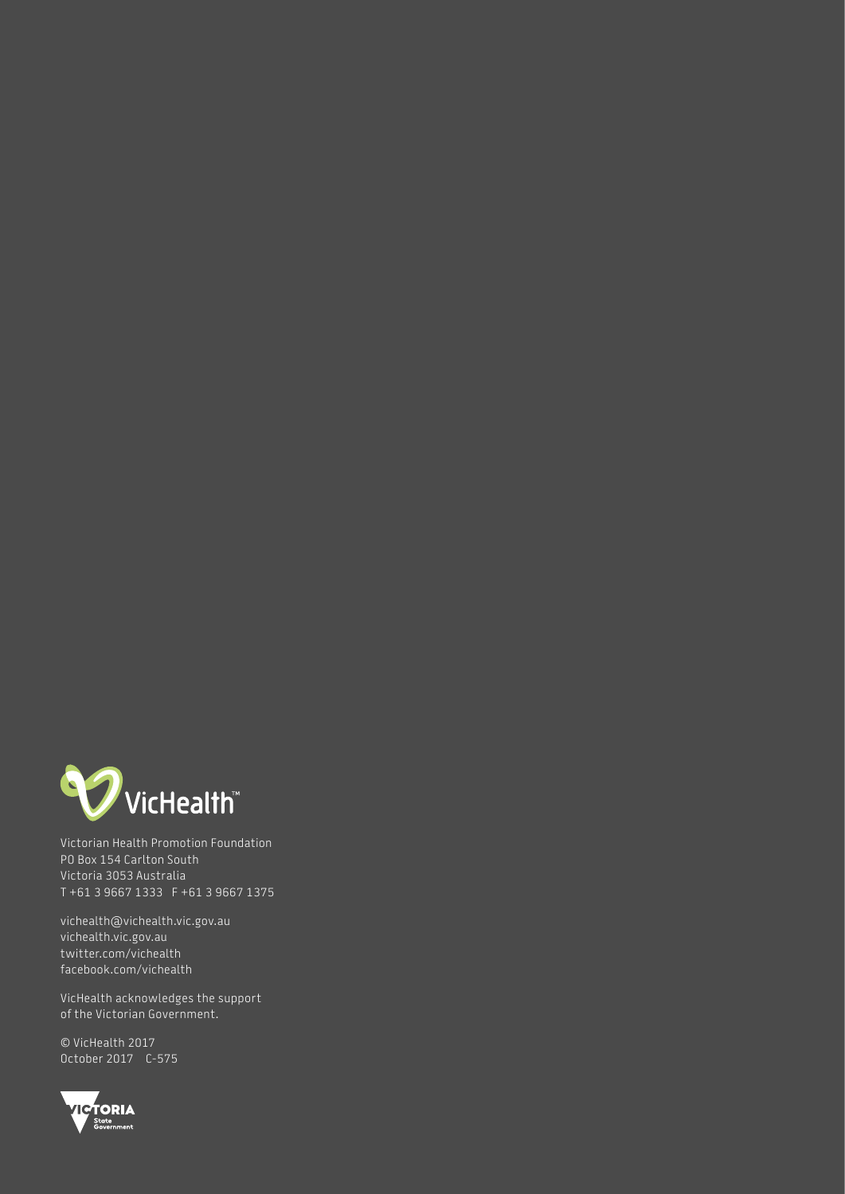VicHealth™

Victorian Health Promotion Foundation
PO Box 154 Carlton South
Victoria 3053 Australia
T +61 3 9667 1333 F +61 3 9667 1375

vichealth@vichealth.vic.gov.au
vichealth.vic.gov.au
twitter.com/vichealth
facebook.com/vichealth

VicHealth acknowledges the support of the Victorian Government.

© VicHealth 2017
October 2017 C-575

VICTORIA State Government